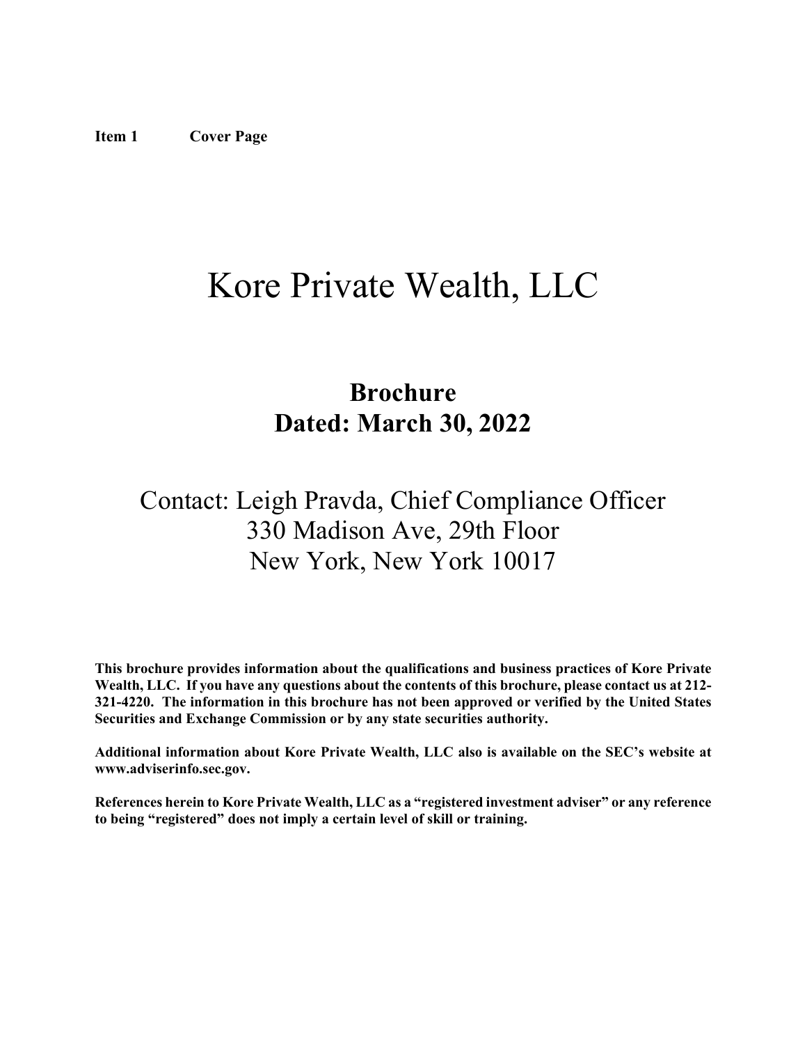**Item 1 Cover Page**

# Kore Private Wealth, LLC

## Brochure
## Dated: March 30, 2022

Contact: Leigh Pravda, Chief Compliance Officer
330 Madison Ave, 29th Floor
New York, New York 10017

**This brochure provides information about the qualifications and business practices of Kore Private Wealth, LLC. If you have any questions about the contents of this brochure, please contact us at 212-321-4220. The information in this brochure has not been approved or verified by the United States Securities and Exchange Commission or by any state securities authority.**

**Additional information about Kore Private Wealth, LLC also is available on the SEC's website at www.adviserinfo.sec.gov.**

**References herein to Kore Private Wealth, LLC as a "registered investment adviser" or any reference to being "registered" does not imply a certain level of skill or training.**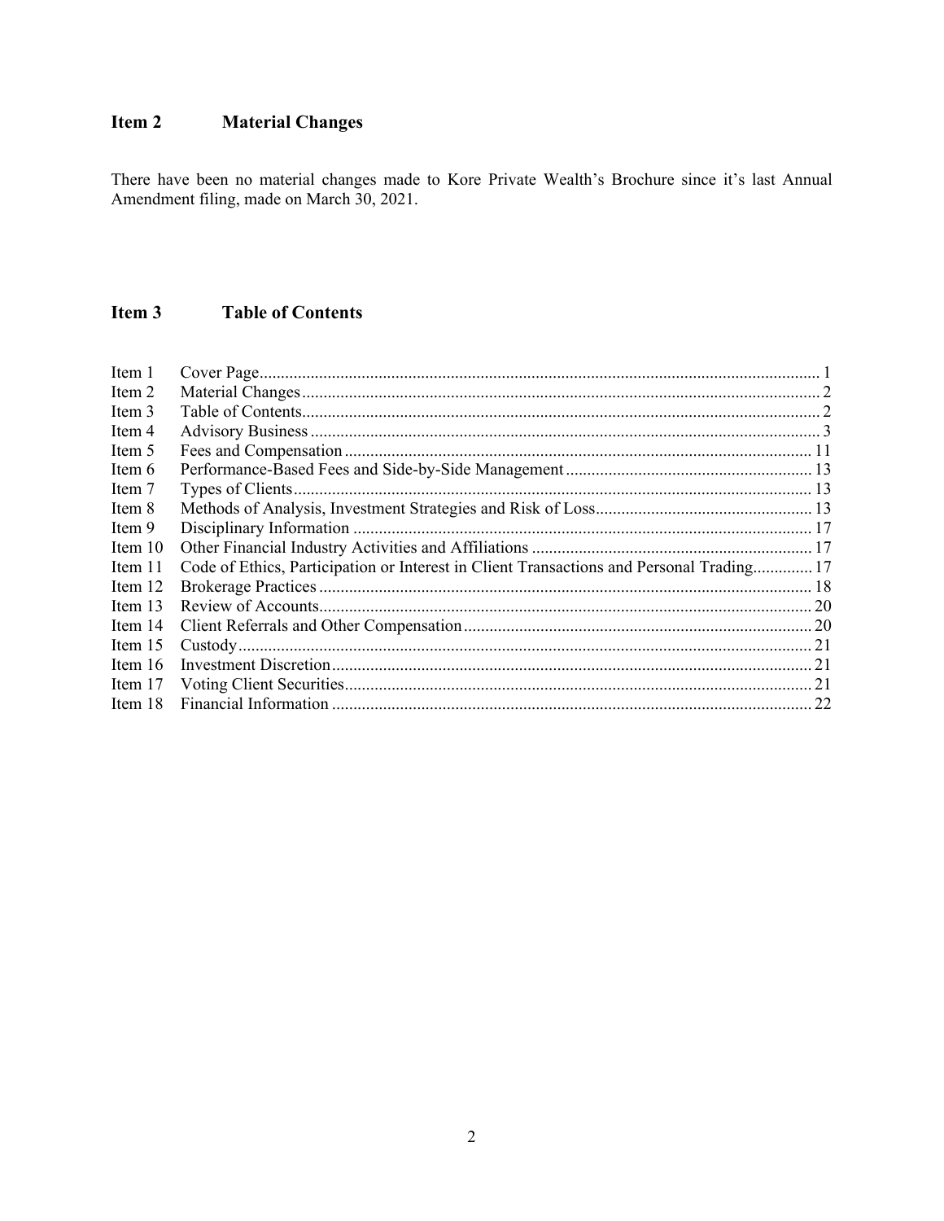## Item 2 Material Changes

There have been no material changes made to Kore Private Wealth's Brochure since it's last Annual Amendment filing, made on March 30, 2021.

## Item 3 Table of Contents

| Item | Title | Page |
|---|---|---|
| Item 1 | Cover Page | 1 |
| Item 2 | Material Changes | 2 |
| Item 3 | Table of Contents | 2 |
| Item 4 | Advisory Business | 3 |
| Item 5 | Fees and Compensation | 11 |
| Item 6 | Performance-Based Fees and Side-by-Side Management | 13 |
| Item 7 | Types of Clients | 13 |
| Item 8 | Methods of Analysis, Investment Strategies and Risk of Loss | 13 |
| Item 9 | Disciplinary Information | 17 |
| Item 10 | Other Financial Industry Activities and Affiliations | 17 |
| Item 11 | Code of Ethics, Participation or Interest in Client Transactions and Personal Trading | 17 |
| Item 12 | Brokerage Practices | 18 |
| Item 13 | Review of Accounts | 20 |
| Item 14 | Client Referrals and Other Compensation | 20 |
| Item 15 | Custody | 21 |
| Item 16 | Investment Discretion | 21 |
| Item 17 | Voting Client Securities | 21 |
| Item 18 | Financial Information | 22 |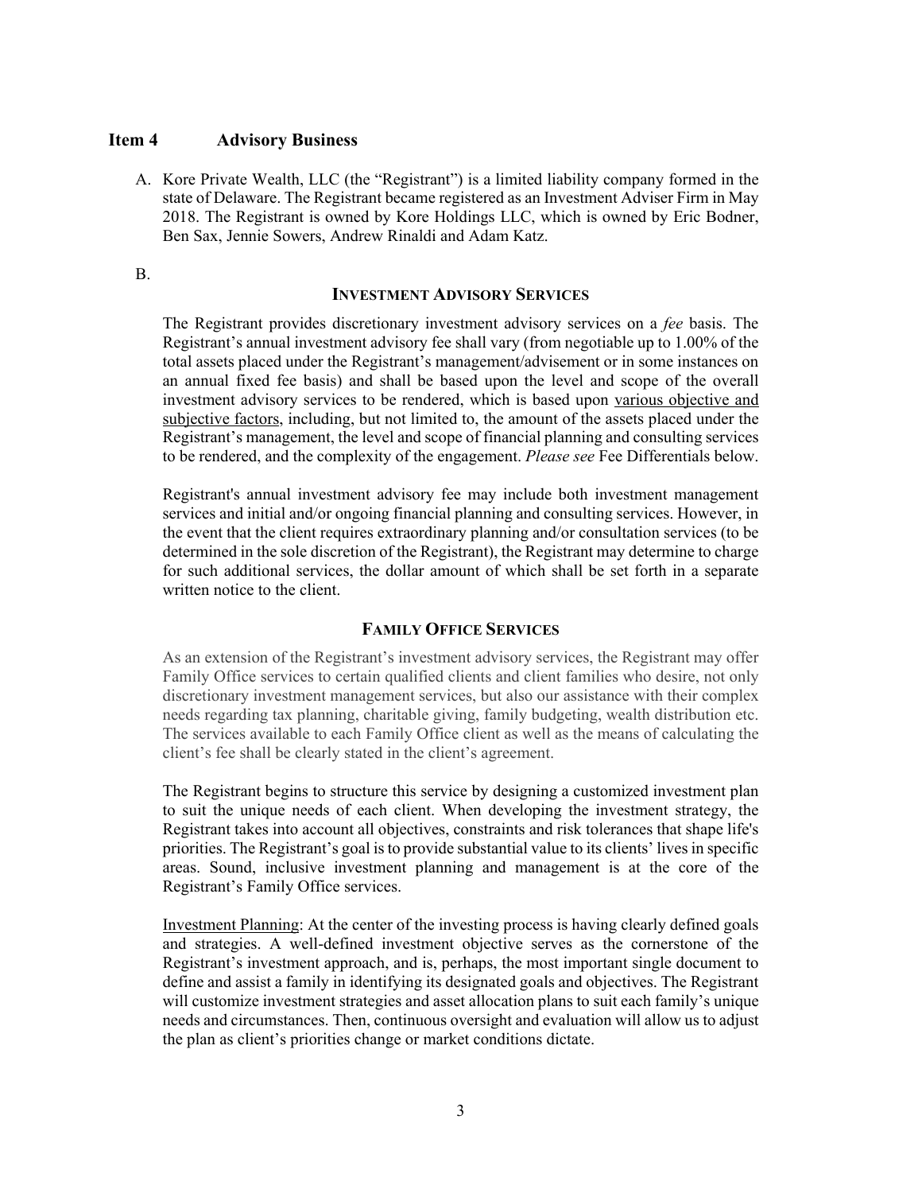## Item 4 Advisory Business

A. Kore Private Wealth, LLC (the "Registrant") is a limited liability company formed in the state of Delaware. The Registrant became registered as an Investment Adviser Firm in May 2018. The Registrant is owned by Kore Holdings LLC, which is owned by Eric Bodner, Ben Sax, Jennie Sowers, Andrew Rinaldi and Adam Katz.

B.

### INVESTMENT ADVISORY SERVICES

The Registrant provides discretionary investment advisory services on a *fee* basis. The Registrant's annual investment advisory fee shall vary (from negotiable up to 1.00% of the total assets placed under the Registrant's management/advisement or in some instances on an annual fixed fee basis) and shall be based upon the level and scope of the overall investment advisory services to be rendered, which is based upon various objective and subjective factors, including, but not limited to, the amount of the assets placed under the Registrant's management, the level and scope of financial planning and consulting services to be rendered, and the complexity of the engagement. *Please see* Fee Differentials below.

Registrant's annual investment advisory fee may include both investment management services and initial and/or ongoing financial planning and consulting services. However, in the event that the client requires extraordinary planning and/or consultation services (to be determined in the sole discretion of the Registrant), the Registrant may determine to charge for such additional services, the dollar amount of which shall be set forth in a separate written notice to the client.

### FAMILY OFFICE SERVICES

As an extension of the Registrant's investment advisory services, the Registrant may offer Family Office services to certain qualified clients and client families who desire, not only discretionary investment management services, but also our assistance with their complex needs regarding tax planning, charitable giving, family budgeting, wealth distribution etc. The services available to each Family Office client as well as the means of calculating the client's fee shall be clearly stated in the client's agreement.

The Registrant begins to structure this service by designing a customized investment plan to suit the unique needs of each client. When developing the investment strategy, the Registrant takes into account all objectives, constraints and risk tolerances that shape life's priorities. The Registrant's goal is to provide substantial value to its clients' lives in specific areas. Sound, inclusive investment planning and management is at the core of the Registrant's Family Office services.

Investment Planning: At the center of the investing process is having clearly defined goals and strategies. A well-defined investment objective serves as the cornerstone of the Registrant's investment approach, and is, perhaps, the most important single document to define and assist a family in identifying its designated goals and objectives. The Registrant will customize investment strategies and asset allocation plans to suit each family's unique needs and circumstances. Then, continuous oversight and evaluation will allow us to adjust the plan as client's priorities change or market conditions dictate.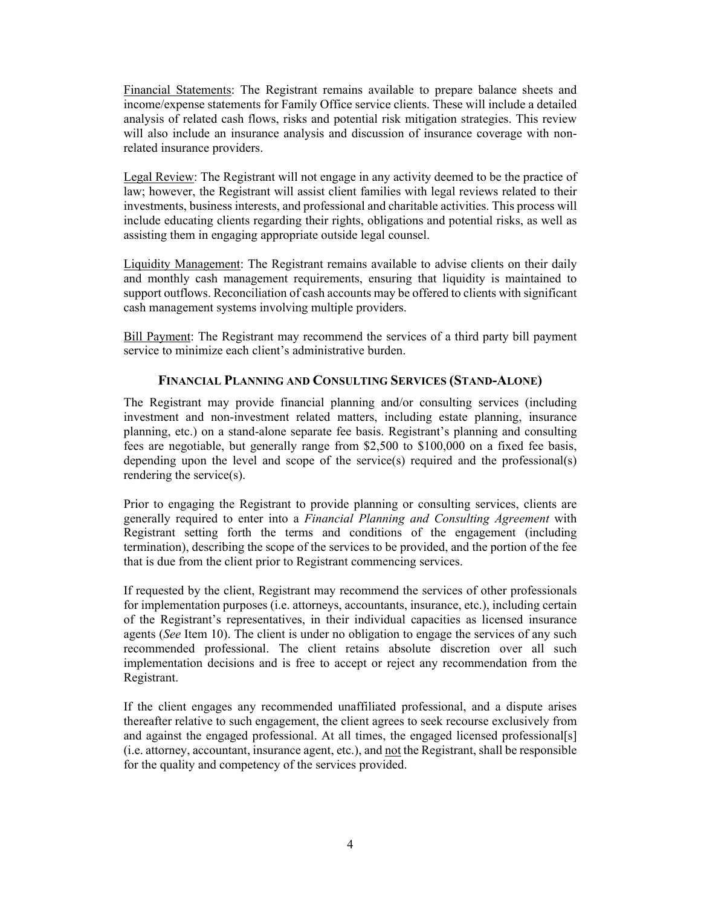Financial Statements: The Registrant remains available to prepare balance sheets and income/expense statements for Family Office service clients. These will include a detailed analysis of related cash flows, risks and potential risk mitigation strategies. This review will also include an insurance analysis and discussion of insurance coverage with non-related insurance providers.

Legal Review: The Registrant will not engage in any activity deemed to be the practice of law; however, the Registrant will assist client families with legal reviews related to their investments, business interests, and professional and charitable activities. This process will include educating clients regarding their rights, obligations and potential risks, as well as assisting them in engaging appropriate outside legal counsel.

Liquidity Management: The Registrant remains available to advise clients on their daily and monthly cash management requirements, ensuring that liquidity is maintained to support outflows. Reconciliation of cash accounts may be offered to clients with significant cash management systems involving multiple providers.

Bill Payment: The Registrant may recommend the services of a third party bill payment service to minimize each client's administrative burden.

### FINANCIAL PLANNING AND CONSULTING SERVICES (STAND-ALONE)

The Registrant may provide financial planning and/or consulting services (including investment and non-investment related matters, including estate planning, insurance planning, etc.) on a stand-alone separate fee basis. Registrant's planning and consulting fees are negotiable, but generally range from $2,500 to $100,000 on a fixed fee basis, depending upon the level and scope of the service(s) required and the professional(s) rendering the service(s).

Prior to engaging the Registrant to provide planning or consulting services, clients are generally required to enter into a *Financial Planning and Consulting Agreement* with Registrant setting forth the terms and conditions of the engagement (including termination), describing the scope of the services to be provided, and the portion of the fee that is due from the client prior to Registrant commencing services.

If requested by the client, Registrant may recommend the services of other professionals for implementation purposes (i.e. attorneys, accountants, insurance, etc.), including certain of the Registrant's representatives, in their individual capacities as licensed insurance agents (*See* Item 10). The client is under no obligation to engage the services of any such recommended professional. The client retains absolute discretion over all such implementation decisions and is free to accept or reject any recommendation from the Registrant.

If the client engages any recommended unaffiliated professional, and a dispute arises thereafter relative to such engagement, the client agrees to seek recourse exclusively from and against the engaged professional. At all times, the engaged licensed professional[s] (i.e. attorney, accountant, insurance agent, etc.), and not the Registrant, shall be responsible for the quality and competency of the services provided.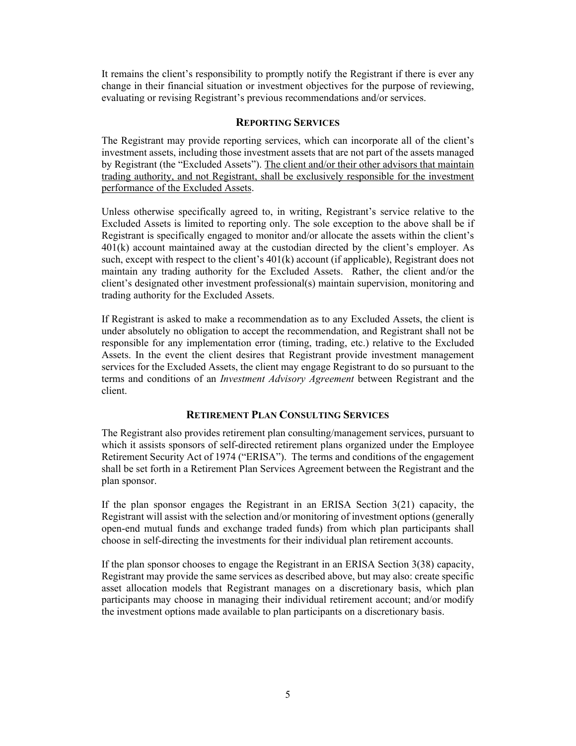It remains the client's responsibility to promptly notify the Registrant if there is ever any change in their financial situation or investment objectives for the purpose of reviewing, evaluating or revising Registrant's previous recommendations and/or services.

## REPORTING SERVICES

The Registrant may provide reporting services, which can incorporate all of the client's investment assets, including those investment assets that are not part of the assets managed by Registrant (the "Excluded Assets"). The client and/or their other advisors that maintain trading authority, and not Registrant, shall be exclusively responsible for the investment performance of the Excluded Assets.

Unless otherwise specifically agreed to, in writing, Registrant's service relative to the Excluded Assets is limited to reporting only. The sole exception to the above shall be if Registrant is specifically engaged to monitor and/or allocate the assets within the client's 401(k) account maintained away at the custodian directed by the client's employer. As such, except with respect to the client's 401(k) account (if applicable), Registrant does not maintain any trading authority for the Excluded Assets. Rather, the client and/or the client's designated other investment professional(s) maintain supervision, monitoring and trading authority for the Excluded Assets.

If Registrant is asked to make a recommendation as to any Excluded Assets, the client is under absolutely no obligation to accept the recommendation, and Registrant shall not be responsible for any implementation error (timing, trading, etc.) relative to the Excluded Assets. In the event the client desires that Registrant provide investment management services for the Excluded Assets, the client may engage Registrant to do so pursuant to the terms and conditions of an *Investment Advisory Agreement* between Registrant and the client.

## RETIREMENT PLAN CONSULTING SERVICES

The Registrant also provides retirement plan consulting/management services, pursuant to which it assists sponsors of self-directed retirement plans organized under the Employee Retirement Security Act of 1974 ("ERISA"). The terms and conditions of the engagement shall be set forth in a Retirement Plan Services Agreement between the Registrant and the plan sponsor.

If the plan sponsor engages the Registrant in an ERISA Section 3(21) capacity, the Registrant will assist with the selection and/or monitoring of investment options (generally open-end mutual funds and exchange traded funds) from which plan participants shall choose in self-directing the investments for their individual plan retirement accounts.

If the plan sponsor chooses to engage the Registrant in an ERISA Section 3(38) capacity, Registrant may provide the same services as described above, but may also: create specific asset allocation models that Registrant manages on a discretionary basis, which plan participants may choose in managing their individual retirement account; and/or modify the investment options made available to plan participants on a discretionary basis.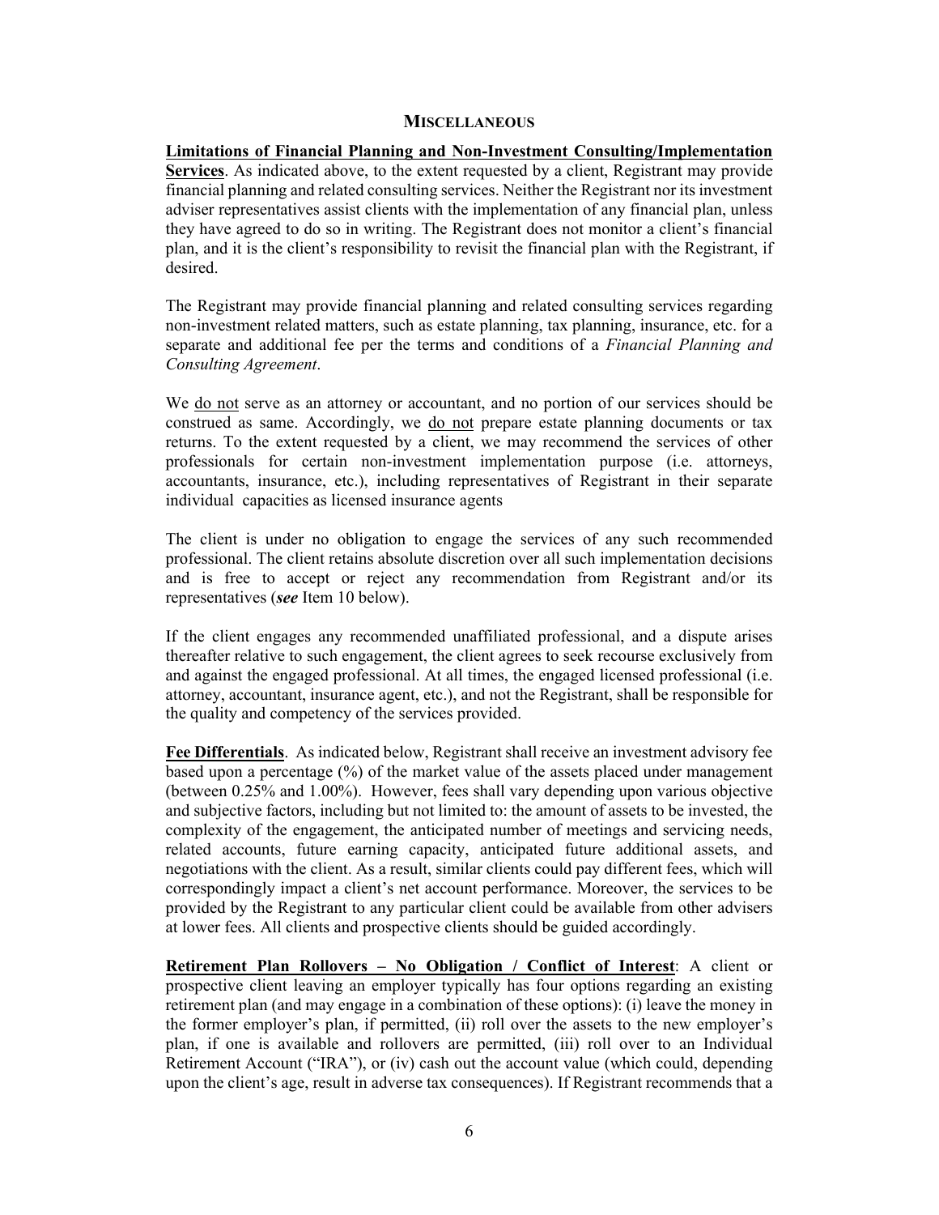## MISCELLANEOUS

**Limitations of Financial Planning and Non-Investment Consulting/Implementation Services**. As indicated above, to the extent requested by a client, Registrant may provide financial planning and related consulting services. Neither the Registrant nor its investment adviser representatives assist clients with the implementation of any financial plan, unless they have agreed to do so in writing. The Registrant does not monitor a client's financial plan, and it is the client's responsibility to revisit the financial plan with the Registrant, if desired.

The Registrant may provide financial planning and related consulting services regarding non-investment related matters, such as estate planning, tax planning, insurance, etc. for a separate and additional fee per the terms and conditions of a *Financial Planning and Consulting Agreement*.

We do not serve as an attorney or accountant, and no portion of our services should be construed as same. Accordingly, we do not prepare estate planning documents or tax returns. To the extent requested by a client, we may recommend the services of other professionals for certain non-investment implementation purpose (i.e. attorneys, accountants, insurance, etc.), including representatives of Registrant in their separate individual capacities as licensed insurance agents

The client is under no obligation to engage the services of any such recommended professional. The client retains absolute discretion over all such implementation decisions and is free to accept or reject any recommendation from Registrant and/or its representatives (***see*** Item 10 below).

If the client engages any recommended unaffiliated professional, and a dispute arises thereafter relative to such engagement, the client agrees to seek recourse exclusively from and against the engaged professional. At all times, the engaged licensed professional (i.e. attorney, accountant, insurance agent, etc.), and not the Registrant, shall be responsible for the quality and competency of the services provided.

**Fee Differentials**. As indicated below, Registrant shall receive an investment advisory fee based upon a percentage (%) of the market value of the assets placed under management (between 0.25% and 1.00%). However, fees shall vary depending upon various objective and subjective factors, including but not limited to: the amount of assets to be invested, the complexity of the engagement, the anticipated number of meetings and servicing needs, related accounts, future earning capacity, anticipated future additional assets, and negotiations with the client. As a result, similar clients could pay different fees, which will correspondingly impact a client's net account performance. Moreover, the services to be provided by the Registrant to any particular client could be available from other advisers at lower fees. All clients and prospective clients should be guided accordingly.

**Retirement Plan Rollovers – No Obligation / Conflict of Interest**: A client or prospective client leaving an employer typically has four options regarding an existing retirement plan (and may engage in a combination of these options): (i) leave the money in the former employer's plan, if permitted, (ii) roll over the assets to the new employer's plan, if one is available and rollovers are permitted, (iii) roll over to an Individual Retirement Account ("IRA"), or (iv) cash out the account value (which could, depending upon the client's age, result in adverse tax consequences). If Registrant recommends that a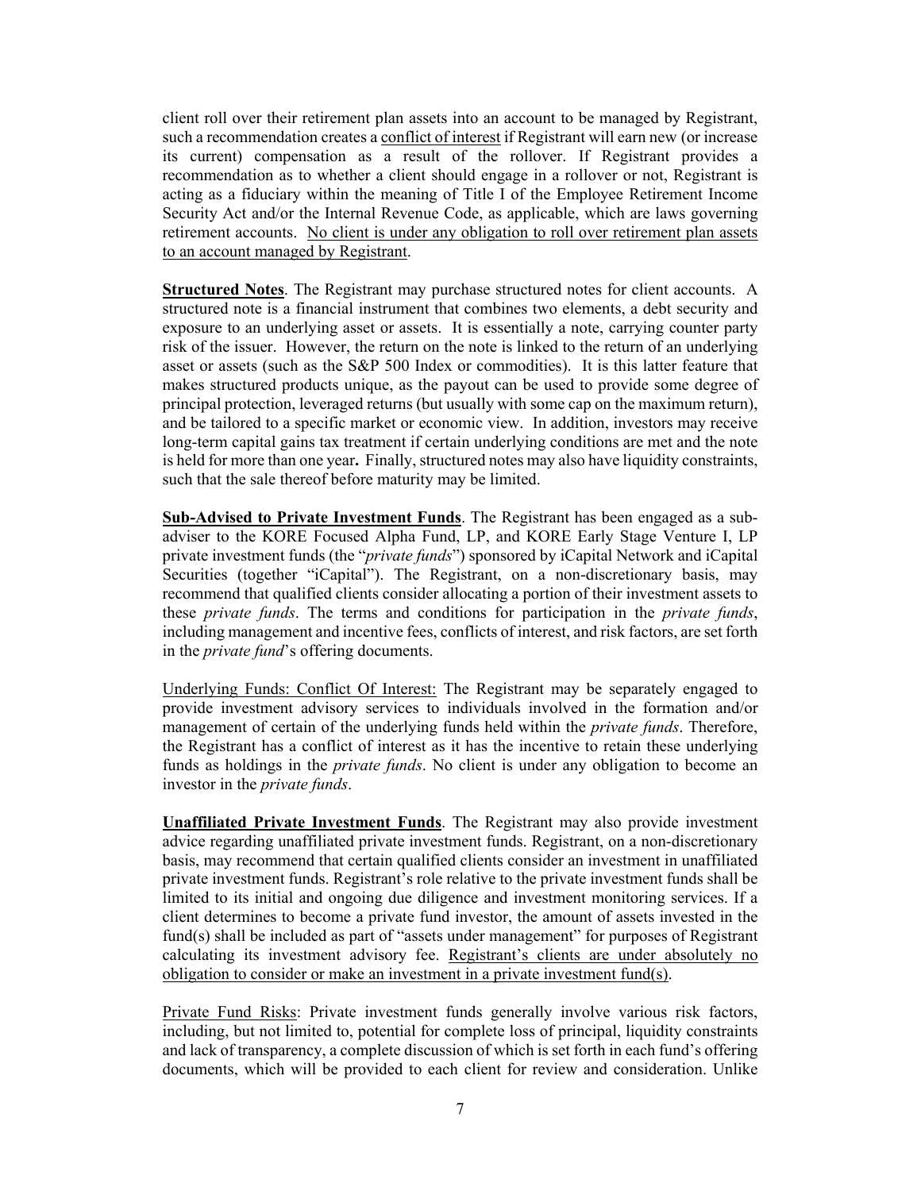client roll over their retirement plan assets into an account to be managed by Registrant, such a recommendation creates a <u>conflict of interest</u> if Registrant will earn new (or increase its current) compensation as a result of the rollover. If Registrant provides a recommendation as to whether a client should engage in a rollover or not, Registrant is acting as a fiduciary within the meaning of Title I of the Employee Retirement Income Security Act and/or the Internal Revenue Code, as applicable, which are laws governing retirement accounts. <u>No client is under any obligation to roll over retirement plan assets to an account managed by Registrant</u>.

**<u>Structured Notes</u>**. The Registrant may purchase structured notes for client accounts. A structured note is a financial instrument that combines two elements, a debt security and exposure to an underlying asset or assets. It is essentially a note, carrying counter party risk of the issuer. However, the return on the note is linked to the return of an underlying asset or assets (such as the S&P 500 Index or commodities). It is this latter feature that makes structured products unique, as the payout can be used to provide some degree of principal protection, leveraged returns (but usually with some cap on the maximum return), and be tailored to a specific market or economic view. In addition, investors may receive long-term capital gains tax treatment if certain underlying conditions are met and the note is held for more than one year**.** Finally, structured notes may also have liquidity constraints, such that the sale thereof before maturity may be limited.

**<u>Sub-Advised to Private Investment Funds</u>**. The Registrant has been engaged as a sub-adviser to the KORE Focused Alpha Fund, LP, and KORE Early Stage Venture I, LP private investment funds (the "*private funds*") sponsored by iCapital Network and iCapital Securities (together "iCapital"). The Registrant, on a non-discretionary basis, may recommend that qualified clients consider allocating a portion of their investment assets to these *private funds*. The terms and conditions for participation in the *private funds*, including management and incentive fees, conflicts of interest, and risk factors, are set forth in the *private fund*'s offering documents.

<u>Underlying Funds: Conflict Of Interest:</u> The Registrant may be separately engaged to provide investment advisory services to individuals involved in the formation and/or management of certain of the underlying funds held within the *private funds*. Therefore, the Registrant has a conflict of interest as it has the incentive to retain these underlying funds as holdings in the *private funds*. No client is under any obligation to become an investor in the *private funds*.

**<u>Unaffiliated Private Investment Funds</u>**. The Registrant may also provide investment advice regarding unaffiliated private investment funds. Registrant, on a non-discretionary basis, may recommend that certain qualified clients consider an investment in unaffiliated private investment funds. Registrant's role relative to the private investment funds shall be limited to its initial and ongoing due diligence and investment monitoring services. If a client determines to become a private fund investor, the amount of assets invested in the fund(s) shall be included as part of "assets under management" for purposes of Registrant calculating its investment advisory fee. <u>Registrant's clients are under absolutely no obligation to consider or make an investment in a private investment fund(s)</u>.

<u>Private Fund Risks</u>: Private investment funds generally involve various risk factors, including, but not limited to, potential for complete loss of principal, liquidity constraints and lack of transparency, a complete discussion of which is set forth in each fund's offering documents, which will be provided to each client for review and consideration. Unlike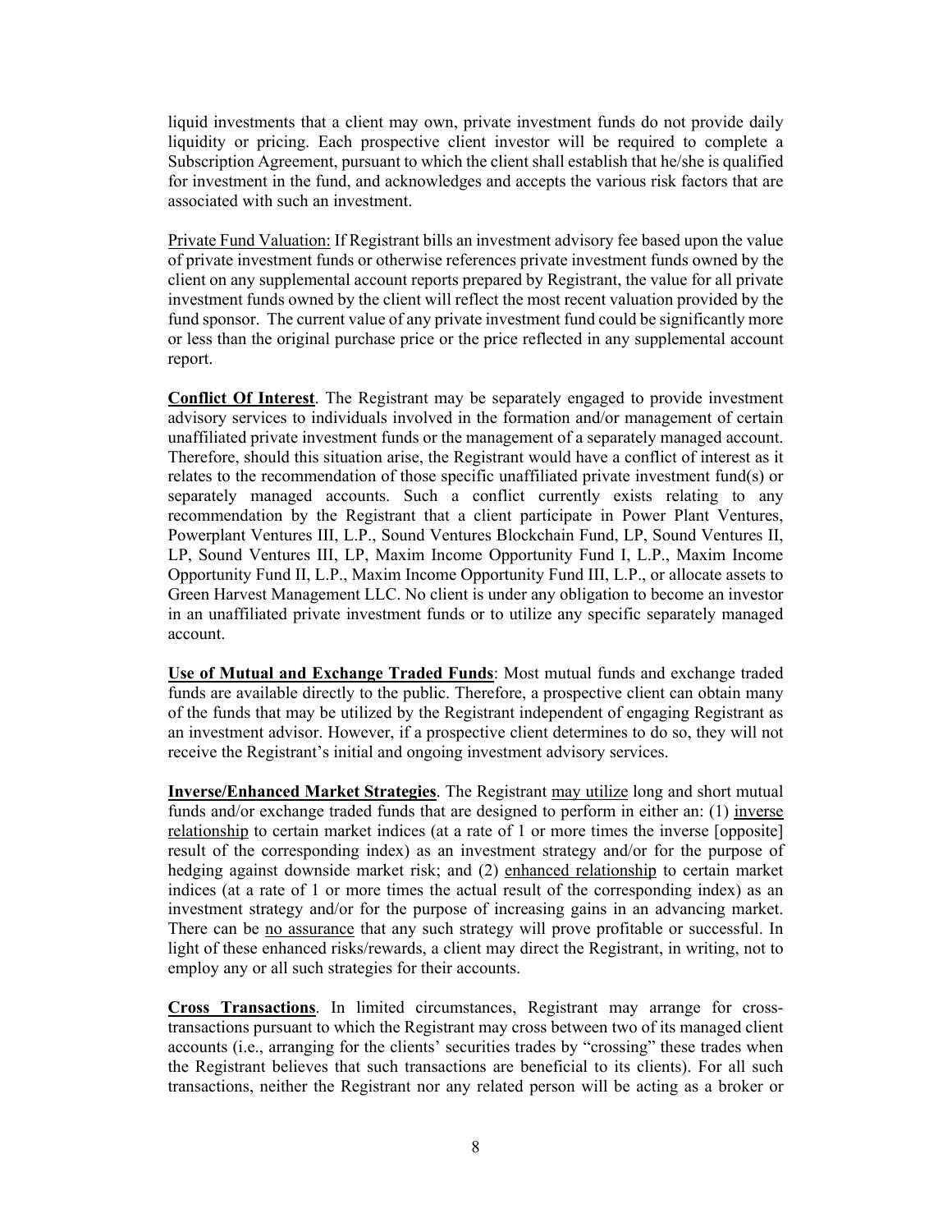liquid investments that a client may own, private investment funds do not provide daily liquidity or pricing. Each prospective client investor will be required to complete a Subscription Agreement, pursuant to which the client shall establish that he/she is qualified for investment in the fund, and acknowledges and accepts the various risk factors that are associated with such an investment.

Private Fund Valuation: If Registrant bills an investment advisory fee based upon the value of private investment funds or otherwise references private investment funds owned by the client on any supplemental account reports prepared by Registrant, the value for all private investment funds owned by the client will reflect the most recent valuation provided by the fund sponsor. The current value of any private investment fund could be significantly more or less than the original purchase price or the price reflected in any supplemental account report.

**Conflict Of Interest**. The Registrant may be separately engaged to provide investment advisory services to individuals involved in the formation and/or management of certain unaffiliated private investment funds or the management of a separately managed account. Therefore, should this situation arise, the Registrant would have a conflict of interest as it relates to the recommendation of those specific unaffiliated private investment fund(s) or separately managed accounts. Such a conflict currently exists relating to any recommendation by the Registrant that a client participate in Power Plant Ventures, Powerplant Ventures III, L.P., Sound Ventures Blockchain Fund, LP, Sound Ventures II, LP, Sound Ventures III, LP, Maxim Income Opportunity Fund I, L.P., Maxim Income Opportunity Fund II, L.P., Maxim Income Opportunity Fund III, L.P., or allocate assets to Green Harvest Management LLC. No client is under any obligation to become an investor in an unaffiliated private investment funds or to utilize any specific separately managed account.

**Use of Mutual and Exchange Traded Funds**: Most mutual funds and exchange traded funds are available directly to the public. Therefore, a prospective client can obtain many of the funds that may be utilized by the Registrant independent of engaging Registrant as an investment advisor. However, if a prospective client determines to do so, they will not receive the Registrant's initial and ongoing investment advisory services.

**Inverse/Enhanced Market Strategies**. The Registrant may utilize long and short mutual funds and/or exchange traded funds that are designed to perform in either an: (1) inverse relationship to certain market indices (at a rate of 1 or more times the inverse [opposite] result of the corresponding index) as an investment strategy and/or for the purpose of hedging against downside market risk; and (2) enhanced relationship to certain market indices (at a rate of 1 or more times the actual result of the corresponding index) as an investment strategy and/or for the purpose of increasing gains in an advancing market. There can be no assurance that any such strategy will prove profitable or successful. In light of these enhanced risks/rewards, a client may direct the Registrant, in writing, not to employ any or all such strategies for their accounts.

**Cross Transactions**. In limited circumstances, Registrant may arrange for cross-transactions pursuant to which the Registrant may cross between two of its managed client accounts (i.e., arranging for the clients' securities trades by "crossing" these trades when the Registrant believes that such transactions are beneficial to its clients). For all such transactions, neither the Registrant nor any related person will be acting as a broker or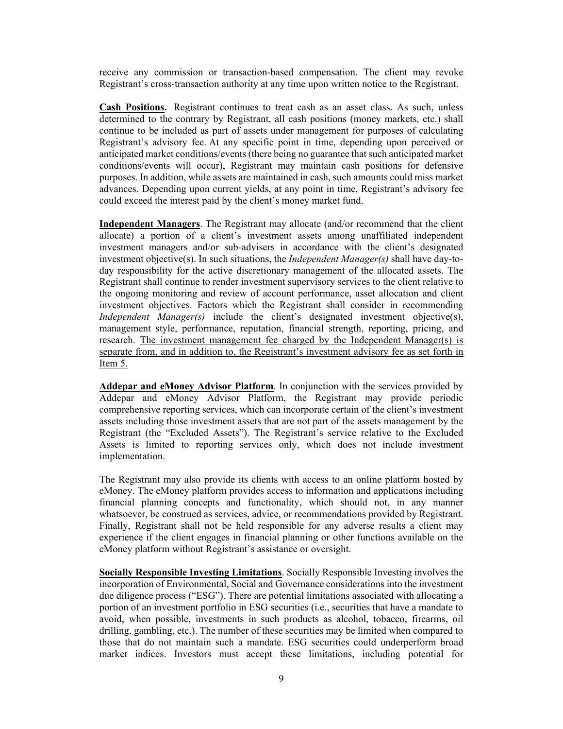receive any commission or transaction-based compensation. The client may revoke Registrant's cross-transaction authority at any time upon written notice to the Registrant.

**Cash Positions.** Registrant continues to treat cash as an asset class. As such, unless determined to the contrary by Registrant, all cash positions (money markets, etc.) shall continue to be included as part of assets under management for purposes of calculating Registrant's advisory fee. At any specific point in time, depending upon perceived or anticipated market conditions/events (there being no guarantee that such anticipated market conditions/events will occur), Registrant may maintain cash positions for defensive purposes. In addition, while assets are maintained in cash, such amounts could miss market advances. Depending upon current yields, at any point in time, Registrant's advisory fee could exceed the interest paid by the client's money market fund.

**Independent Managers**. The Registrant may allocate (and/or recommend that the client allocate) a portion of a client's investment assets among unaffiliated independent investment managers and/or sub-advisers in accordance with the client's designated investment objective(s). In such situations, the *Independent Manager(s)* shall have day-to-day responsibility for the active discretionary management of the allocated assets. The Registrant shall continue to render investment supervisory services to the client relative to the ongoing monitoring and review of account performance, asset allocation and client investment objectives. Factors which the Registrant shall consider in recommending *Independent Manager(s)* include the client's designated investment objective(s), management style, performance, reputation, financial strength, reporting, pricing, and research. The investment management fee charged by the Independent Manager(s) is separate from, and in addition to, the Registrant's investment advisory fee as set forth in Item 5.

**Addepar and eMoney Advisor Platform**. In conjunction with the services provided by Addepar and eMoney Advisor Platform, the Registrant may provide periodic comprehensive reporting services, which can incorporate certain of the client's investment assets including those investment assets that are not part of the assets management by the Registrant (the "Excluded Assets"). The Registrant's service relative to the Excluded Assets is limited to reporting services only, which does not include investment implementation.

The Registrant may also provide its clients with access to an online platform hosted by eMoney. The eMoney platform provides access to information and applications including financial planning concepts and functionality, which should not, in any manner whatsoever, be construed as services, advice, or recommendations provided by Registrant. Finally, Registrant shall not be held responsible for any adverse results a client may experience if the client engages in financial planning or other functions available on the eMoney platform without Registrant's assistance or oversight.

**Socially Responsible Investing Limitations**. Socially Responsible Investing involves the incorporation of Environmental, Social and Governance considerations into the investment due diligence process ("ESG"). There are potential limitations associated with allocating a portion of an investment portfolio in ESG securities (i.e., securities that have a mandate to avoid, when possible, investments in such products as alcohol, tobacco, firearms, oil drilling, gambling, etc.). The number of these securities may be limited when compared to those that do not maintain such a mandate. ESG securities could underperform broad market indices. Investors must accept these limitations, including potential for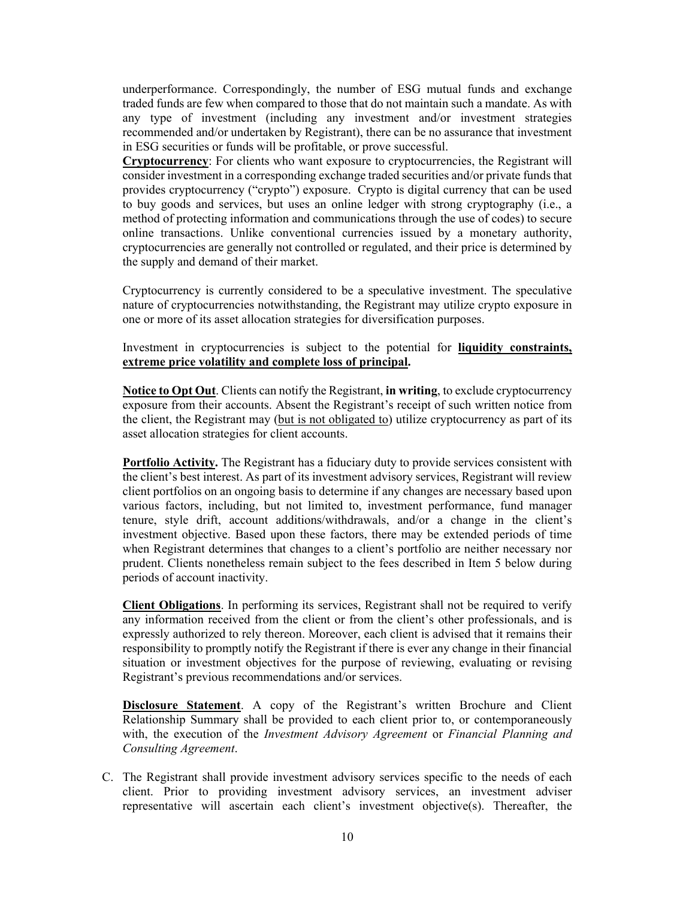underperformance. Correspondingly, the number of ESG mutual funds and exchange traded funds are few when compared to those that do not maintain such a mandate. As with any type of investment (including any investment and/or investment strategies recommended and/or undertaken by Registrant), there can be no assurance that investment in ESG securities or funds will be profitable, or prove successful.

<u>**Cryptocurrency**</u>: For clients who want exposure to cryptocurrencies, the Registrant will consider investment in a corresponding exchange traded securities and/or private funds that provides cryptocurrency ("crypto") exposure. Crypto is digital currency that can be used to buy goods and services, but uses an online ledger with strong cryptography (i.e., a method of protecting information and communications through the use of codes) to secure online transactions. Unlike conventional currencies issued by a monetary authority, cryptocurrencies are generally not controlled or regulated, and their price is determined by the supply and demand of their market.

Cryptocurrency is currently considered to be a speculative investment. The speculative nature of cryptocurrencies notwithstanding, the Registrant may utilize crypto exposure in one or more of its asset allocation strategies for diversification purposes.

Investment in cryptocurrencies is subject to the potential for <u>**liquidity constraints, extreme price volatility and complete loss of principal**</u>**.**

<u>**Notice to Opt Out**</u>. Clients can notify the Registrant, **in writing**, to exclude cryptocurrency exposure from their accounts. Absent the Registrant's receipt of such written notice from the client, the Registrant may (<u>but is not obligated to</u>) utilize cryptocurrency as part of its asset allocation strategies for client accounts.

<u>**Portfolio Activity**</u>**.** The Registrant has a fiduciary duty to provide services consistent with the client's best interest. As part of its investment advisory services, Registrant will review client portfolios on an ongoing basis to determine if any changes are necessary based upon various factors, including, but not limited to, investment performance, fund manager tenure, style drift, account additions/withdrawals, and/or a change in the client's investment objective. Based upon these factors, there may be extended periods of time when Registrant determines that changes to a client's portfolio are neither necessary nor prudent. Clients nonetheless remain subject to the fees described in Item 5 below during periods of account inactivity.

<u>**Client Obligations**</u>. In performing its services, Registrant shall not be required to verify any information received from the client or from the client's other professionals, and is expressly authorized to rely thereon. Moreover, each client is advised that it remains their responsibility to promptly notify the Registrant if there is ever any change in their financial situation or investment objectives for the purpose of reviewing, evaluating or revising Registrant's previous recommendations and/or services.

<u>**Disclosure Statement**</u>. A copy of the Registrant's written Brochure and Client Relationship Summary shall be provided to each client prior to, or contemporaneously with, the execution of the *Investment Advisory Agreement* or *Financial Planning and Consulting Agreement*.

C. The Registrant shall provide investment advisory services specific to the needs of each client. Prior to providing investment advisory services, an investment adviser representative will ascertain each client's investment objective(s). Thereafter, the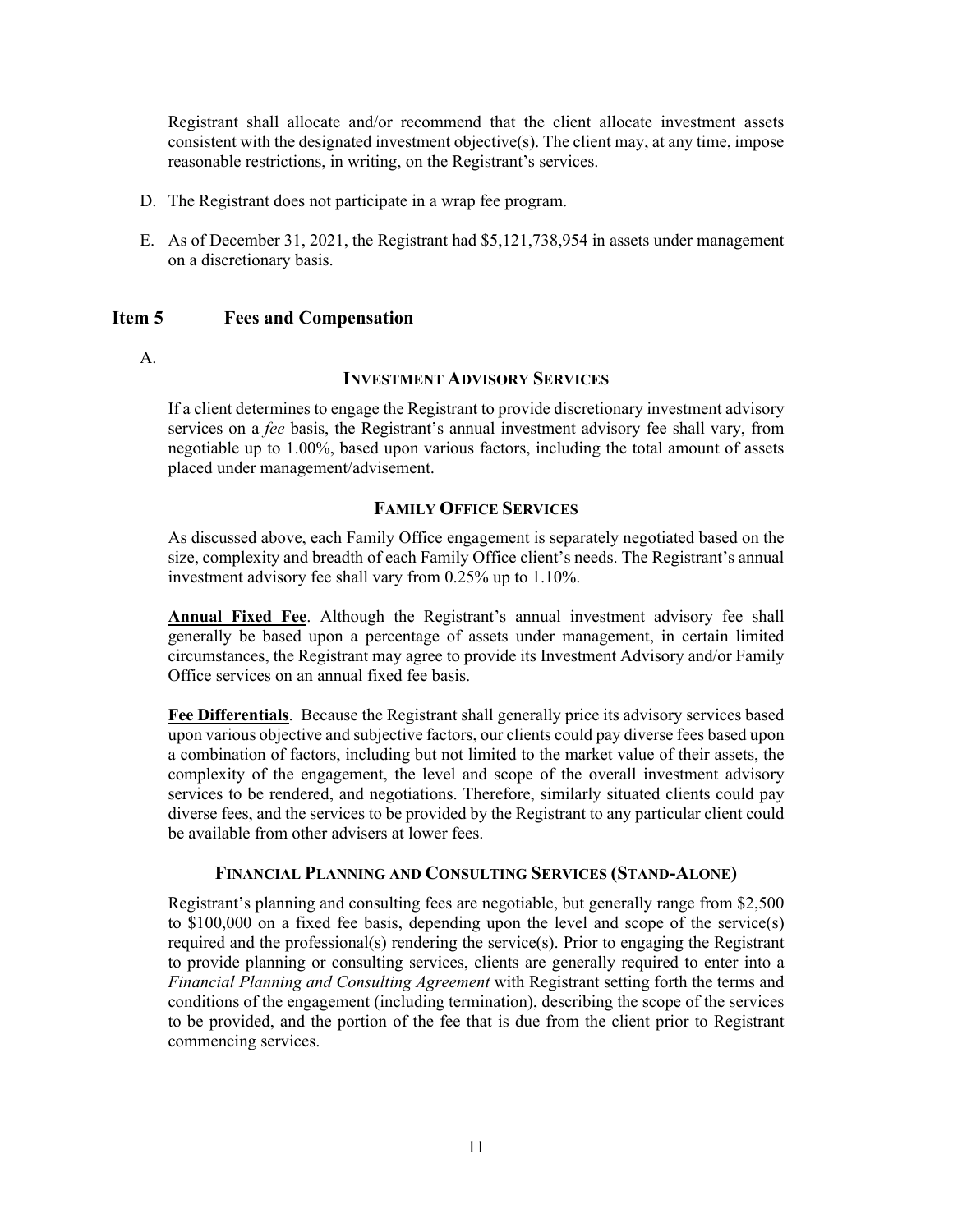Registrant shall allocate and/or recommend that the client allocate investment assets consistent with the designated investment objective(s). The client may, at any time, impose reasonable restrictions, in writing, on the Registrant's services.

D. The Registrant does not participate in a wrap fee program.

E. As of December 31, 2021, the Registrant had $5,121,738,954 in assets under management on a discretionary basis.

## Item 5 Fees and Compensation

A.

### INVESTMENT ADVISORY SERVICES

If a client determines to engage the Registrant to provide discretionary investment advisory services on a *fee* basis, the Registrant's annual investment advisory fee shall vary, from negotiable up to 1.00%, based upon various factors, including the total amount of assets placed under management/advisement.

### FAMILY OFFICE SERVICES

As discussed above, each Family Office engagement is separately negotiated based on the size, complexity and breadth of each Family Office client's needs. The Registrant's annual investment advisory fee shall vary from 0.25% up to 1.10%.

**Annual Fixed Fee**. Although the Registrant's annual investment advisory fee shall generally be based upon a percentage of assets under management, in certain limited circumstances, the Registrant may agree to provide its Investment Advisory and/or Family Office services on an annual fixed fee basis.

**Fee Differentials**. Because the Registrant shall generally price its advisory services based upon various objective and subjective factors, our clients could pay diverse fees based upon a combination of factors, including but not limited to the market value of their assets, the complexity of the engagement, the level and scope of the overall investment advisory services to be rendered, and negotiations. Therefore, similarly situated clients could pay diverse fees, and the services to be provided by the Registrant to any particular client could be available from other advisers at lower fees.

### FINANCIAL PLANNING AND CONSULTING SERVICES (STAND-ALONE)

Registrant's planning and consulting fees are negotiable, but generally range from $2,500 to $100,000 on a fixed fee basis, depending upon the level and scope of the service(s) required and the professional(s) rendering the service(s). Prior to engaging the Registrant to provide planning or consulting services, clients are generally required to enter into a *Financial Planning and Consulting Agreement* with Registrant setting forth the terms and conditions of the engagement (including termination), describing the scope of the services to be provided, and the portion of the fee that is due from the client prior to Registrant commencing services.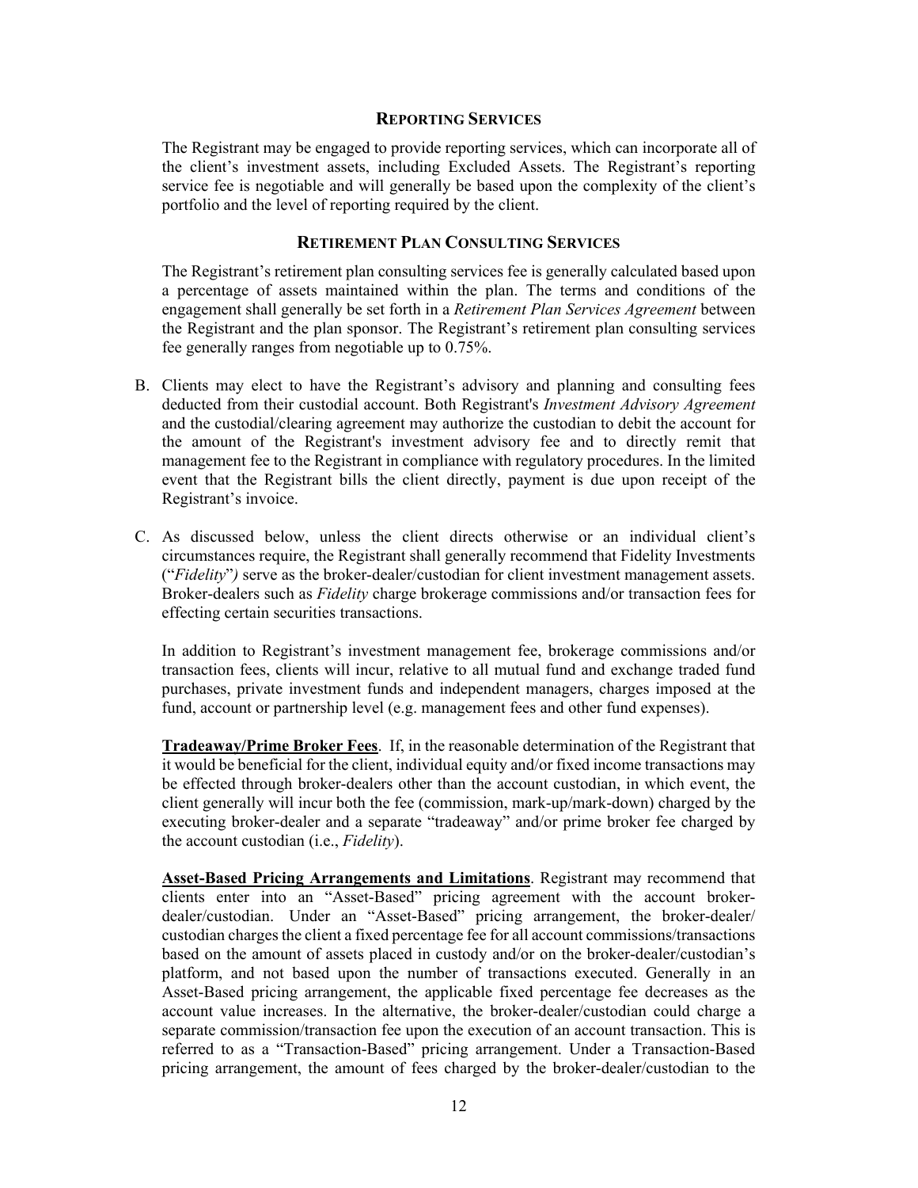#### REPORTING SERVICES

The Registrant may be engaged to provide reporting services, which can incorporate all of the client's investment assets, including Excluded Assets. The Registrant's reporting service fee is negotiable and will generally be based upon the complexity of the client's portfolio and the level of reporting required by the client.

#### RETIREMENT PLAN CONSULTING SERVICES

The Registrant's retirement plan consulting services fee is generally calculated based upon a percentage of assets maintained within the plan. The terms and conditions of the engagement shall generally be set forth in a *Retirement Plan Services Agreement* between the Registrant and the plan sponsor. The Registrant's retirement plan consulting services fee generally ranges from negotiable up to 0.75%.

B. Clients may elect to have the Registrant's advisory and planning and consulting fees deducted from their custodial account. Both Registrant's *Investment Advisory Agreement* and the custodial/clearing agreement may authorize the custodian to debit the account for the amount of the Registrant's investment advisory fee and to directly remit that management fee to the Registrant in compliance with regulatory procedures. In the limited event that the Registrant bills the client directly, payment is due upon receipt of the Registrant's invoice.

C. As discussed below, unless the client directs otherwise or an individual client's circumstances require, the Registrant shall generally recommend that Fidelity Investments ("*Fidelity*"*)* serve as the broker-dealer/custodian for client investment management assets. Broker-dealers such as *Fidelity* charge brokerage commissions and/or transaction fees for effecting certain securities transactions.

In addition to Registrant's investment management fee, brokerage commissions and/or transaction fees, clients will incur, relative to all mutual fund and exchange traded fund purchases, private investment funds and independent managers, charges imposed at the fund, account or partnership level (e.g. management fees and other fund expenses).

**Tradeaway/Prime Broker Fees**. If, in the reasonable determination of the Registrant that it would be beneficial for the client, individual equity and/or fixed income transactions may be effected through broker-dealers other than the account custodian, in which event, the client generally will incur both the fee (commission, mark-up/mark-down) charged by the executing broker-dealer and a separate "tradeaway" and/or prime broker fee charged by the account custodian (i.e., *Fidelity*).

**Asset-Based Pricing Arrangements and Limitations**. Registrant may recommend that clients enter into an "Asset-Based" pricing agreement with the account broker-dealer/custodian. Under an "Asset-Based" pricing arrangement, the broker-dealer/ custodian charges the client a fixed percentage fee for all account commissions/transactions based on the amount of assets placed in custody and/or on the broker-dealer/custodian's platform, and not based upon the number of transactions executed. Generally in an Asset-Based pricing arrangement, the applicable fixed percentage fee decreases as the account value increases. In the alternative, the broker-dealer/custodian could charge a separate commission/transaction fee upon the execution of an account transaction. This is referred to as a "Transaction-Based" pricing arrangement. Under a Transaction-Based pricing arrangement, the amount of fees charged by the broker-dealer/custodian to the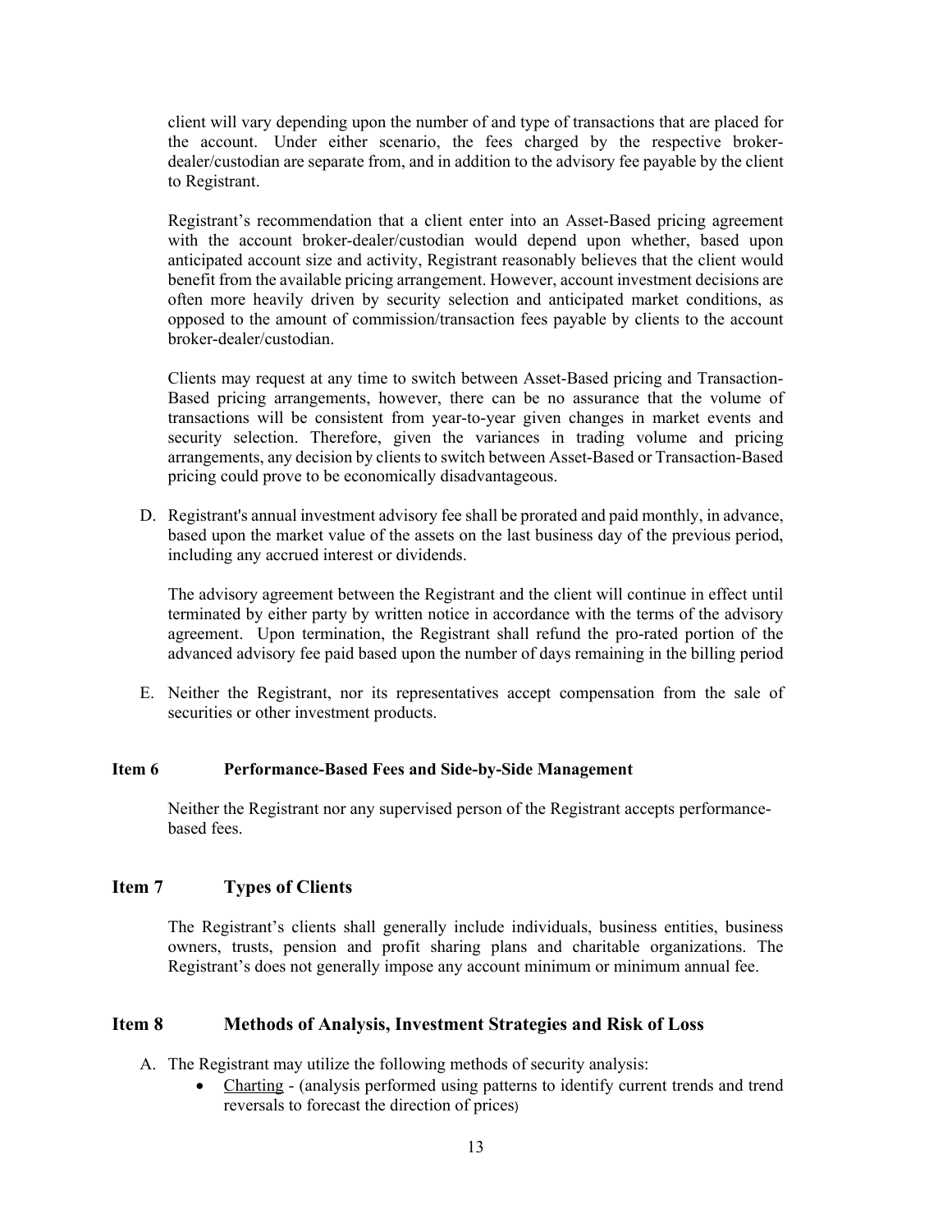client will vary depending upon the number of and type of transactions that are placed for the account. Under either scenario, the fees charged by the respective broker-dealer/custodian are separate from, and in addition to the advisory fee payable by the client to Registrant.

Registrant's recommendation that a client enter into an Asset-Based pricing agreement with the account broker-dealer/custodian would depend upon whether, based upon anticipated account size and activity, Registrant reasonably believes that the client would benefit from the available pricing arrangement. However, account investment decisions are often more heavily driven by security selection and anticipated market conditions, as opposed to the amount of commission/transaction fees payable by clients to the account broker-dealer/custodian.

Clients may request at any time to switch between Asset-Based pricing and Transaction-Based pricing arrangements, however, there can be no assurance that the volume of transactions will be consistent from year-to-year given changes in market events and security selection. Therefore, given the variances in trading volume and pricing arrangements, any decision by clients to switch between Asset-Based or Transaction-Based pricing could prove to be economically disadvantageous.

D. Registrant's annual investment advisory fee shall be prorated and paid monthly, in advance, based upon the market value of the assets on the last business day of the previous period, including any accrued interest or dividends.

   The advisory agreement between the Registrant and the client will continue in effect until terminated by either party by written notice in accordance with the terms of the advisory agreement. Upon termination, the Registrant shall refund the pro-rated portion of the advanced advisory fee paid based upon the number of days remaining in the billing period

E. Neither the Registrant, nor its representatives accept compensation from the sale of securities or other investment products.

## Item 6 Performance-Based Fees and Side-by-Side Management

Neither the Registrant nor any supervised person of the Registrant accepts performance-based fees.

## Item 7 Types of Clients

The Registrant's clients shall generally include individuals, business entities, business owners, trusts, pension and profit sharing plans and charitable organizations. The Registrant's does not generally impose any account minimum or minimum annual fee.

## Item 8 Methods of Analysis, Investment Strategies and Risk of Loss

A. The Registrant may utilize the following methods of security analysis:
   - Charting - (analysis performed using patterns to identify current trends and trend reversals to forecast the direction of prices)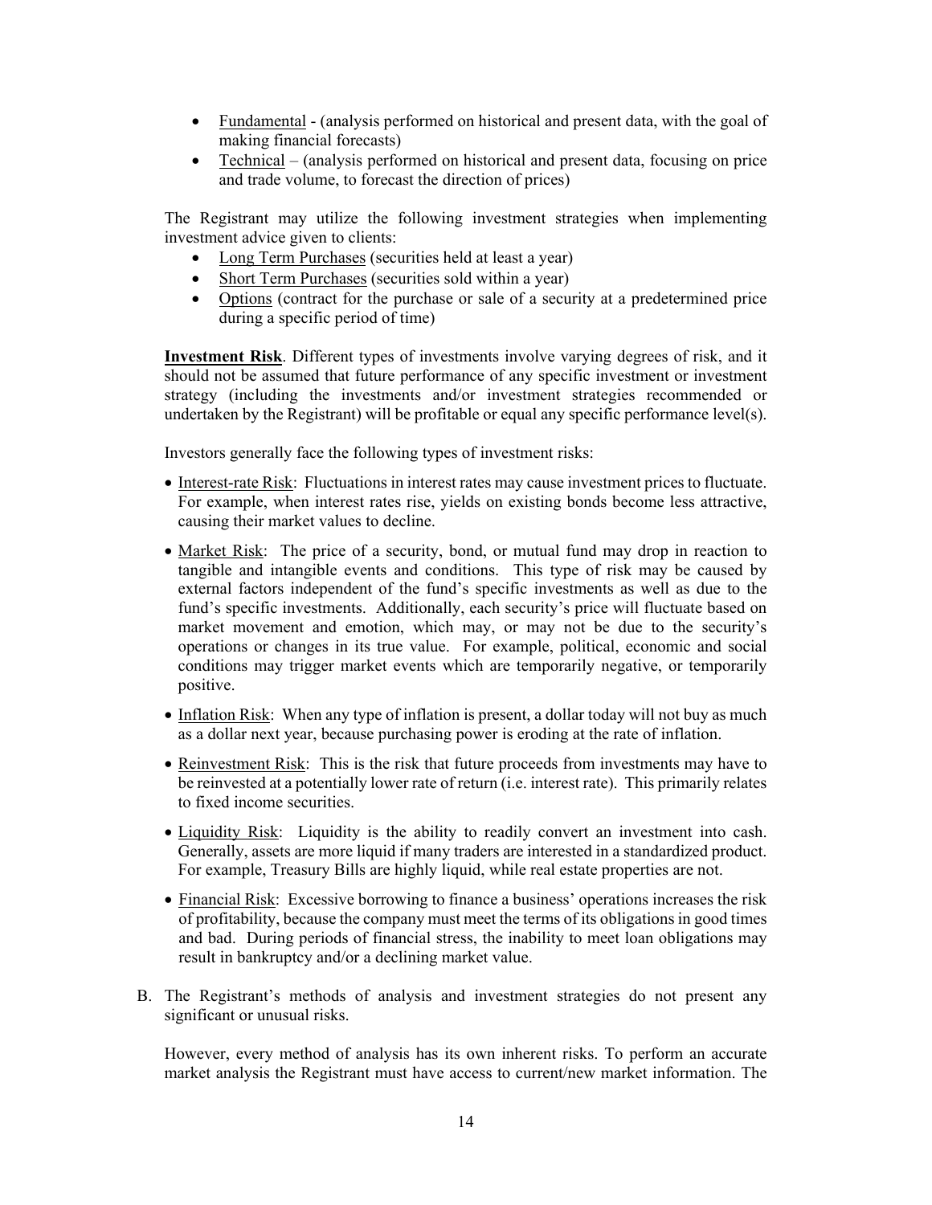- Fundamental - (analysis performed on historical and present data, with the goal of making financial forecasts)
- Technical – (analysis performed on historical and present data, focusing on price and trade volume, to forecast the direction of prices)

The Registrant may utilize the following investment strategies when implementing investment advice given to clients:

- Long Term Purchases (securities held at least a year)
- Short Term Purchases (securities sold within a year)
- Options (contract for the purchase or sale of a security at a predetermined price during a specific period of time)

**Investment Risk**. Different types of investments involve varying degrees of risk, and it should not be assumed that future performance of any specific investment or investment strategy (including the investments and/or investment strategies recommended or undertaken by the Registrant) will be profitable or equal any specific performance level(s).

Investors generally face the following types of investment risks:

- Interest-rate Risk: Fluctuations in interest rates may cause investment prices to fluctuate. For example, when interest rates rise, yields on existing bonds become less attractive, causing their market values to decline.

- Market Risk: The price of a security, bond, or mutual fund may drop in reaction to tangible and intangible events and conditions. This type of risk may be caused by external factors independent of the fund's specific investments as well as due to the fund's specific investments. Additionally, each security's price will fluctuate based on market movement and emotion, which may, or may not be due to the security's operations or changes in its true value. For example, political, economic and social conditions may trigger market events which are temporarily negative, or temporarily positive.

- Inflation Risk: When any type of inflation is present, a dollar today will not buy as much as a dollar next year, because purchasing power is eroding at the rate of inflation.

- Reinvestment Risk: This is the risk that future proceeds from investments may have to be reinvested at a potentially lower rate of return (i.e. interest rate). This primarily relates to fixed income securities.

- Liquidity Risk: Liquidity is the ability to readily convert an investment into cash. Generally, assets are more liquid if many traders are interested in a standardized product. For example, Treasury Bills are highly liquid, while real estate properties are not.

- Financial Risk: Excessive borrowing to finance a business' operations increases the risk of profitability, because the company must meet the terms of its obligations in good times and bad. During periods of financial stress, the inability to meet loan obligations may result in bankruptcy and/or a declining market value.

B. The Registrant's methods of analysis and investment strategies do not present any significant or unusual risks.

However, every method of analysis has its own inherent risks. To perform an accurate market analysis the Registrant must have access to current/new market information. The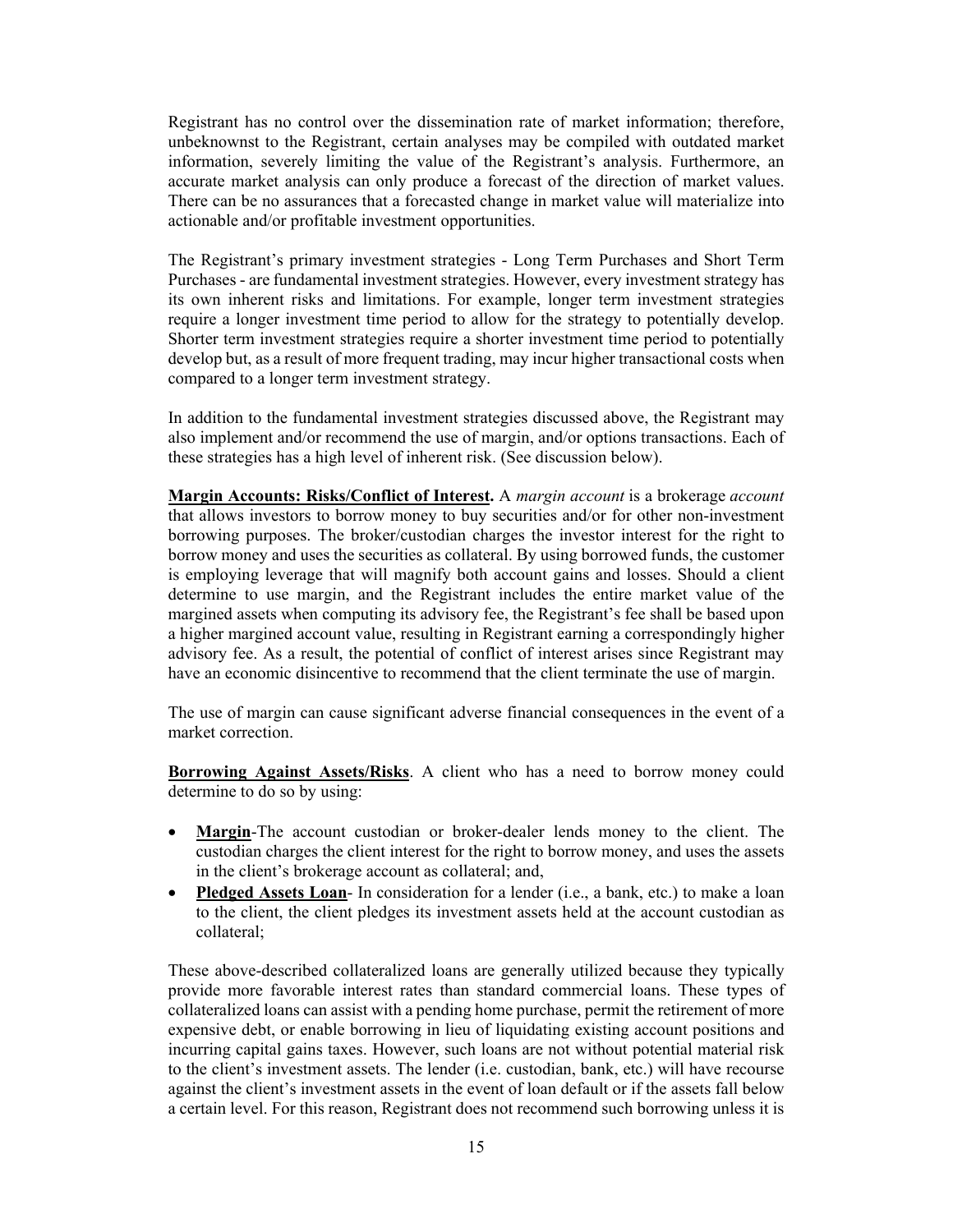Registrant has no control over the dissemination rate of market information; therefore, unbeknownst to the Registrant, certain analyses may be compiled with outdated market information, severely limiting the value of the Registrant's analysis. Furthermore, an accurate market analysis can only produce a forecast of the direction of market values. There can be no assurances that a forecasted change in market value will materialize into actionable and/or profitable investment opportunities.

The Registrant's primary investment strategies - Long Term Purchases and Short Term Purchases - are fundamental investment strategies. However, every investment strategy has its own inherent risks and limitations. For example, longer term investment strategies require a longer investment time period to allow for the strategy to potentially develop. Shorter term investment strategies require a shorter investment time period to potentially develop but, as a result of more frequent trading, may incur higher transactional costs when compared to a longer term investment strategy.

In addition to the fundamental investment strategies discussed above, the Registrant may also implement and/or recommend the use of margin, and/or options transactions. Each of these strategies has a high level of inherent risk. (See discussion below).

**Margin Accounts: Risks/Conflict of Interest.** A *margin account* is a brokerage *account* that allows investors to borrow money to buy securities and/or for other non-investment borrowing purposes. The broker/custodian charges the investor interest for the right to borrow money and uses the securities as collateral. By using borrowed funds, the customer is employing leverage that will magnify both account gains and losses. Should a client determine to use margin, and the Registrant includes the entire market value of the margined assets when computing its advisory fee, the Registrant's fee shall be based upon a higher margined account value, resulting in Registrant earning a correspondingly higher advisory fee. As a result, the potential of conflict of interest arises since Registrant may have an economic disincentive to recommend that the client terminate the use of margin.

The use of margin can cause significant adverse financial consequences in the event of a market correction.

**Borrowing Against Assets/Risks**. A client who has a need to borrow money could determine to do so by using:

- **Margin**-The account custodian or broker-dealer lends money to the client. The custodian charges the client interest for the right to borrow money, and uses the assets in the client's brokerage account as collateral; and,
- **Pledged Assets Loan**- In consideration for a lender (i.e., a bank, etc.) to make a loan to the client, the client pledges its investment assets held at the account custodian as collateral;

These above-described collateralized loans are generally utilized because they typically provide more favorable interest rates than standard commercial loans. These types of collateralized loans can assist with a pending home purchase, permit the retirement of more expensive debt, or enable borrowing in lieu of liquidating existing account positions and incurring capital gains taxes. However, such loans are not without potential material risk to the client's investment assets. The lender (i.e. custodian, bank, etc.) will have recourse against the client's investment assets in the event of loan default or if the assets fall below a certain level. For this reason, Registrant does not recommend such borrowing unless it is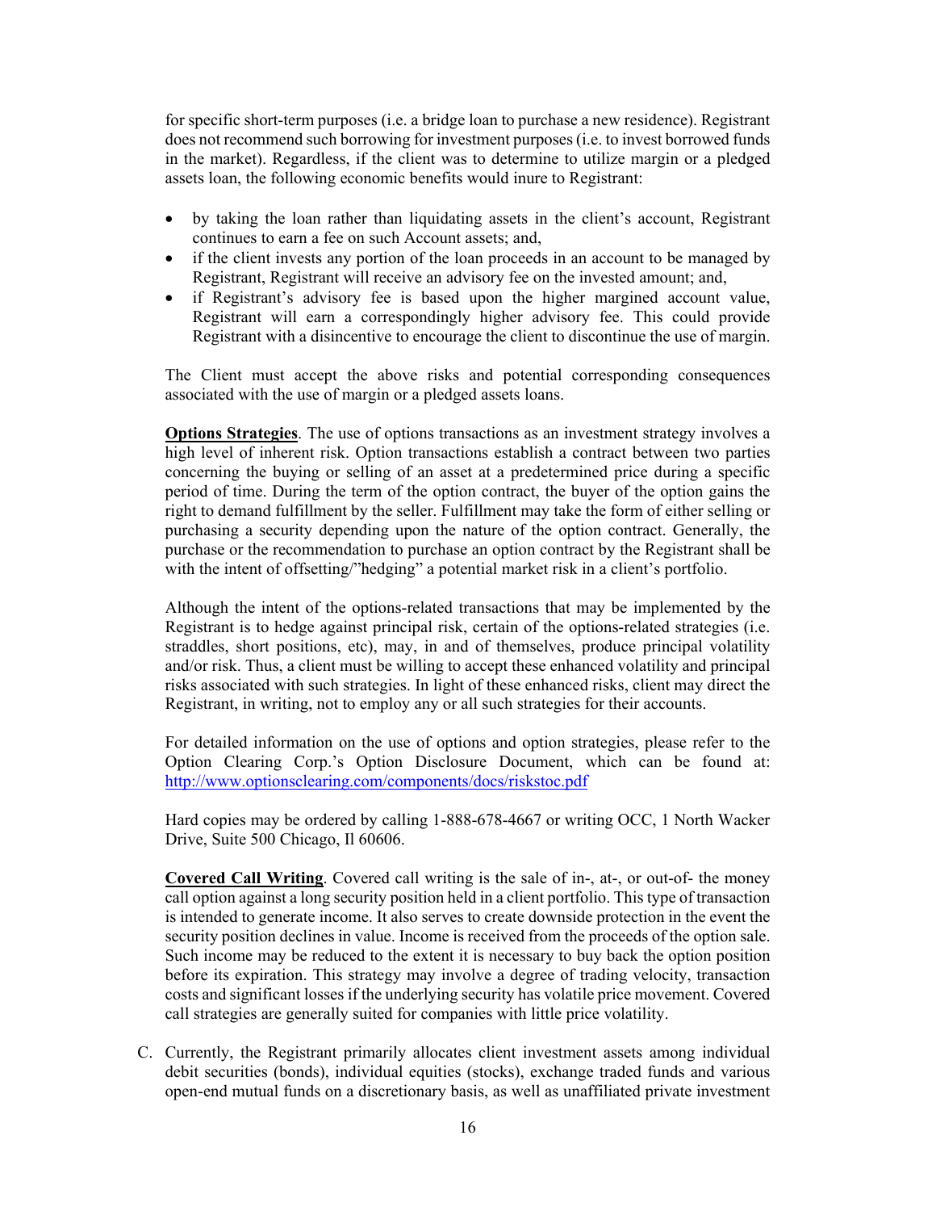for specific short-term purposes (i.e. a bridge loan to purchase a new residence). Registrant does not recommend such borrowing for investment purposes (i.e. to invest borrowed funds in the market). Regardless, if the client was to determine to utilize margin or a pledged assets loan, the following economic benefits would inure to Registrant:

- by taking the loan rather than liquidating assets in the client's account, Registrant continues to earn a fee on such Account assets; and,
- if the client invests any portion of the loan proceeds in an account to be managed by Registrant, Registrant will receive an advisory fee on the invested amount; and,
- if Registrant's advisory fee is based upon the higher margined account value, Registrant will earn a correspondingly higher advisory fee. This could provide Registrant with a disincentive to encourage the client to discontinue the use of margin.

The Client must accept the above risks and potential corresponding consequences associated with the use of margin or a pledged assets loans.

**Options Strategies**. The use of options transactions as an investment strategy involves a high level of inherent risk. Option transactions establish a contract between two parties concerning the buying or selling of an asset at a predetermined price during a specific period of time. During the term of the option contract, the buyer of the option gains the right to demand fulfillment by the seller. Fulfillment may take the form of either selling or purchasing a security depending upon the nature of the option contract. Generally, the purchase or the recommendation to purchase an option contract by the Registrant shall be with the intent of offsetting/"hedging" a potential market risk in a client's portfolio.

Although the intent of the options-related transactions that may be implemented by the Registrant is to hedge against principal risk, certain of the options-related strategies (i.e. straddles, short positions, etc), may, in and of themselves, produce principal volatility and/or risk. Thus, a client must be willing to accept these enhanced volatility and principal risks associated with such strategies. In light of these enhanced risks, client may direct the Registrant, in writing, not to employ any or all such strategies for their accounts.

For detailed information on the use of options and option strategies, please refer to the Option Clearing Corp.'s Option Disclosure Document, which can be found at: http://www.optionsclearing.com/components/docs/riskstoc.pdf

Hard copies may be ordered by calling 1-888-678-4667 or writing OCC, 1 North Wacker Drive, Suite 500 Chicago, Il 60606.

**Covered Call Writing**. Covered call writing is the sale of in-, at-, or out-of- the money call option against a long security position held in a client portfolio. This type of transaction is intended to generate income. It also serves to create downside protection in the event the security position declines in value. Income is received from the proceeds of the option sale. Such income may be reduced to the extent it is necessary to buy back the option position before its expiration. This strategy may involve a degree of trading velocity, transaction costs and significant losses if the underlying security has volatile price movement. Covered call strategies are generally suited for companies with little price volatility.

C. Currently, the Registrant primarily allocates client investment assets among individual debit securities (bonds), individual equities (stocks), exchange traded funds and various open-end mutual funds on a discretionary basis, as well as unaffiliated private investment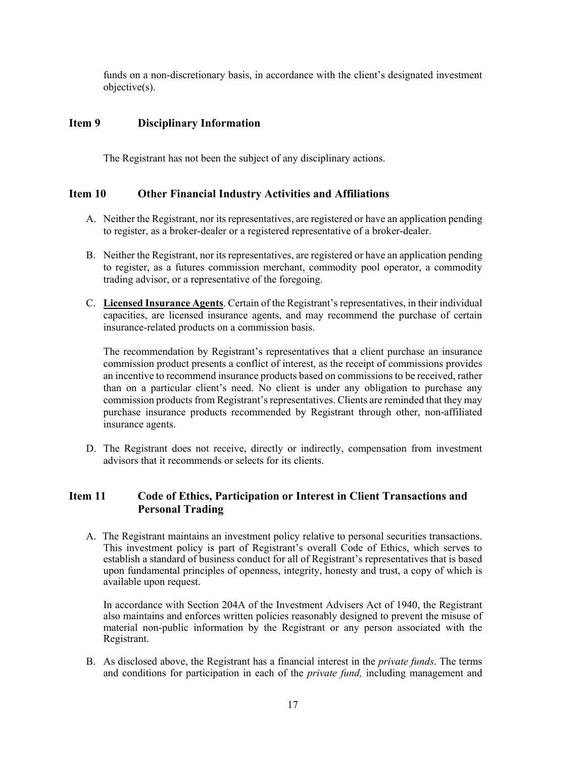funds on a non-discretionary basis, in accordance with the client's designated investment objective(s).

## Item 9 Disciplinary Information

The Registrant has not been the subject of any disciplinary actions.

## Item 10 Other Financial Industry Activities and Affiliations

A. Neither the Registrant, nor its representatives, are registered or have an application pending to register, as a broker-dealer or a registered representative of a broker-dealer.

B. Neither the Registrant, nor its representatives, are registered or have an application pending to register, as a futures commission merchant, commodity pool operator, a commodity trading advisor, or a representative of the foregoing.

C. **Licensed Insurance Agents**. Certain of the Registrant's representatives, in their individual capacities, are licensed insurance agents, and may recommend the purchase of certain insurance-related products on a commission basis.

   The recommendation by Registrant's representatives that a client purchase an insurance commission product presents a conflict of interest, as the receipt of commissions provides an incentive to recommend insurance products based on commissions to be received, rather than on a particular client's need. No client is under any obligation to purchase any commission products from Registrant's representatives. Clients are reminded that they may purchase insurance products recommended by Registrant through other, non-affiliated insurance agents.

D. The Registrant does not receive, directly or indirectly, compensation from investment advisors that it recommends or selects for its clients.

## Item 11 Code of Ethics, Participation or Interest in Client Transactions and Personal Trading

A. The Registrant maintains an investment policy relative to personal securities transactions. This investment policy is part of Registrant's overall Code of Ethics, which serves to establish a standard of business conduct for all of Registrant's representatives that is based upon fundamental principles of openness, integrity, honesty and trust, a copy of which is available upon request.

   In accordance with Section 204A of the Investment Advisers Act of 1940, the Registrant also maintains and enforces written policies reasonably designed to prevent the misuse of material non-public information by the Registrant or any person associated with the Registrant.

B. As disclosed above, the Registrant has a financial interest in the *private funds*. The terms and conditions for participation in each of the *private fund,* including management and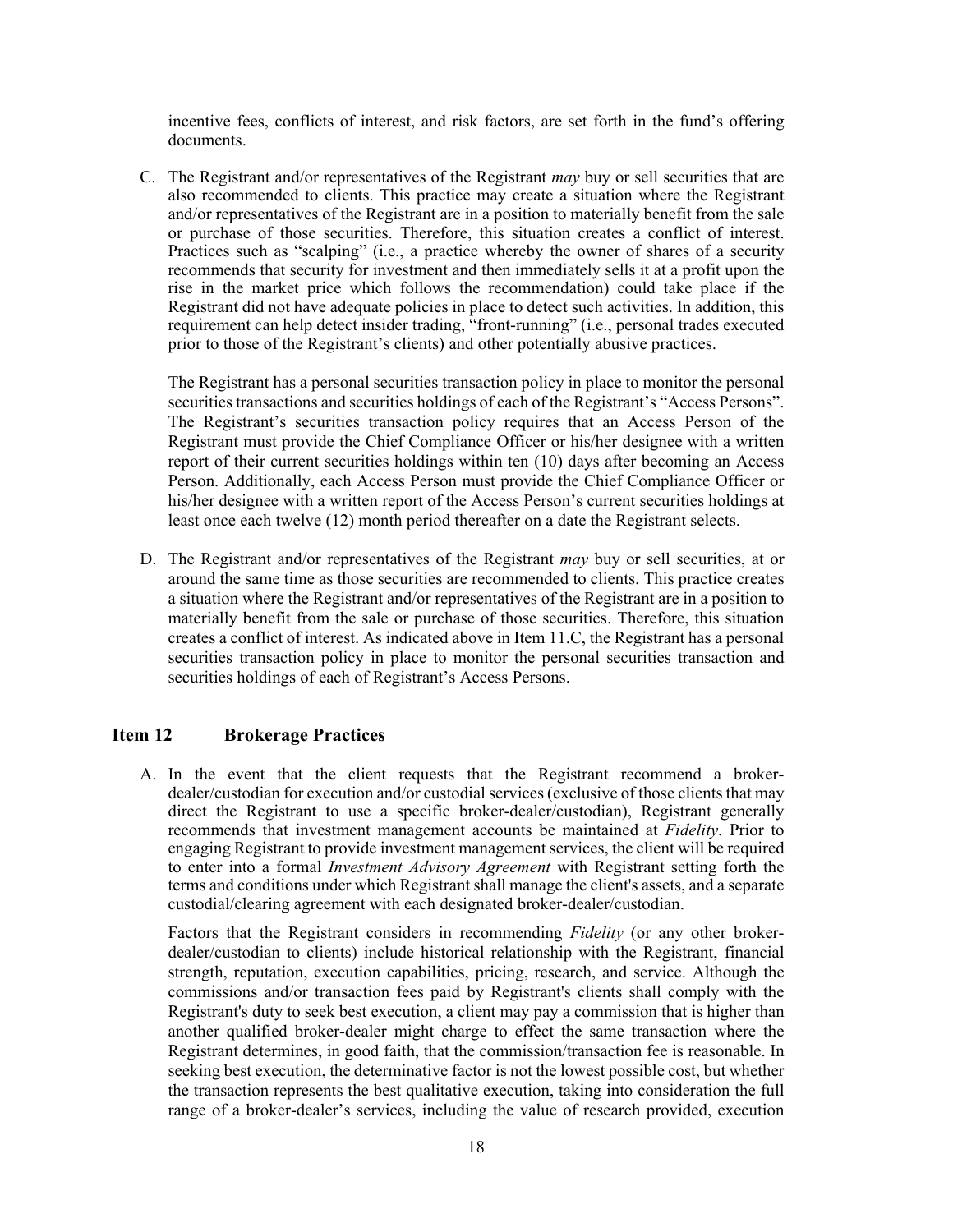incentive fees, conflicts of interest, and risk factors, are set forth in the fund's offering documents.

C. The Registrant and/or representatives of the Registrant *may* buy or sell securities that are also recommended to clients. This practice may create a situation where the Registrant and/or representatives of the Registrant are in a position to materially benefit from the sale or purchase of those securities. Therefore, this situation creates a conflict of interest. Practices such as "scalping" (i.e., a practice whereby the owner of shares of a security recommends that security for investment and then immediately sells it at a profit upon the rise in the market price which follows the recommendation) could take place if the Registrant did not have adequate policies in place to detect such activities. In addition, this requirement can help detect insider trading, "front-running" (i.e., personal trades executed prior to those of the Registrant's clients) and other potentially abusive practices.

   The Registrant has a personal securities transaction policy in place to monitor the personal securities transactions and securities holdings of each of the Registrant's "Access Persons". The Registrant's securities transaction policy requires that an Access Person of the Registrant must provide the Chief Compliance Officer or his/her designee with a written report of their current securities holdings within ten (10) days after becoming an Access Person. Additionally, each Access Person must provide the Chief Compliance Officer or his/her designee with a written report of the Access Person's current securities holdings at least once each twelve (12) month period thereafter on a date the Registrant selects.

D. The Registrant and/or representatives of the Registrant *may* buy or sell securities, at or around the same time as those securities are recommended to clients. This practice creates a situation where the Registrant and/or representatives of the Registrant are in a position to materially benefit from the sale or purchase of those securities. Therefore, this situation creates a conflict of interest. As indicated above in Item 11.C, the Registrant has a personal securities transaction policy in place to monitor the personal securities transaction and securities holdings of each of Registrant's Access Persons.

## Item 12 Brokerage Practices

A. In the event that the client requests that the Registrant recommend a broker-dealer/custodian for execution and/or custodial services (exclusive of those clients that may direct the Registrant to use a specific broker-dealer/custodian), Registrant generally recommends that investment management accounts be maintained at *Fidelity*. Prior to engaging Registrant to provide investment management services, the client will be required to enter into a formal *Investment Advisory Agreement* with Registrant setting forth the terms and conditions under which Registrant shall manage the client's assets, and a separate custodial/clearing agreement with each designated broker-dealer/custodian.

   Factors that the Registrant considers in recommending *Fidelity* (or any other broker-dealer/custodian to clients) include historical relationship with the Registrant, financial strength, reputation, execution capabilities, pricing, research, and service. Although the commissions and/or transaction fees paid by Registrant's clients shall comply with the Registrant's duty to seek best execution, a client may pay a commission that is higher than another qualified broker-dealer might charge to effect the same transaction where the Registrant determines, in good faith, that the commission/transaction fee is reasonable. In seeking best execution, the determinative factor is not the lowest possible cost, but whether the transaction represents the best qualitative execution, taking into consideration the full range of a broker-dealer's services, including the value of research provided, execution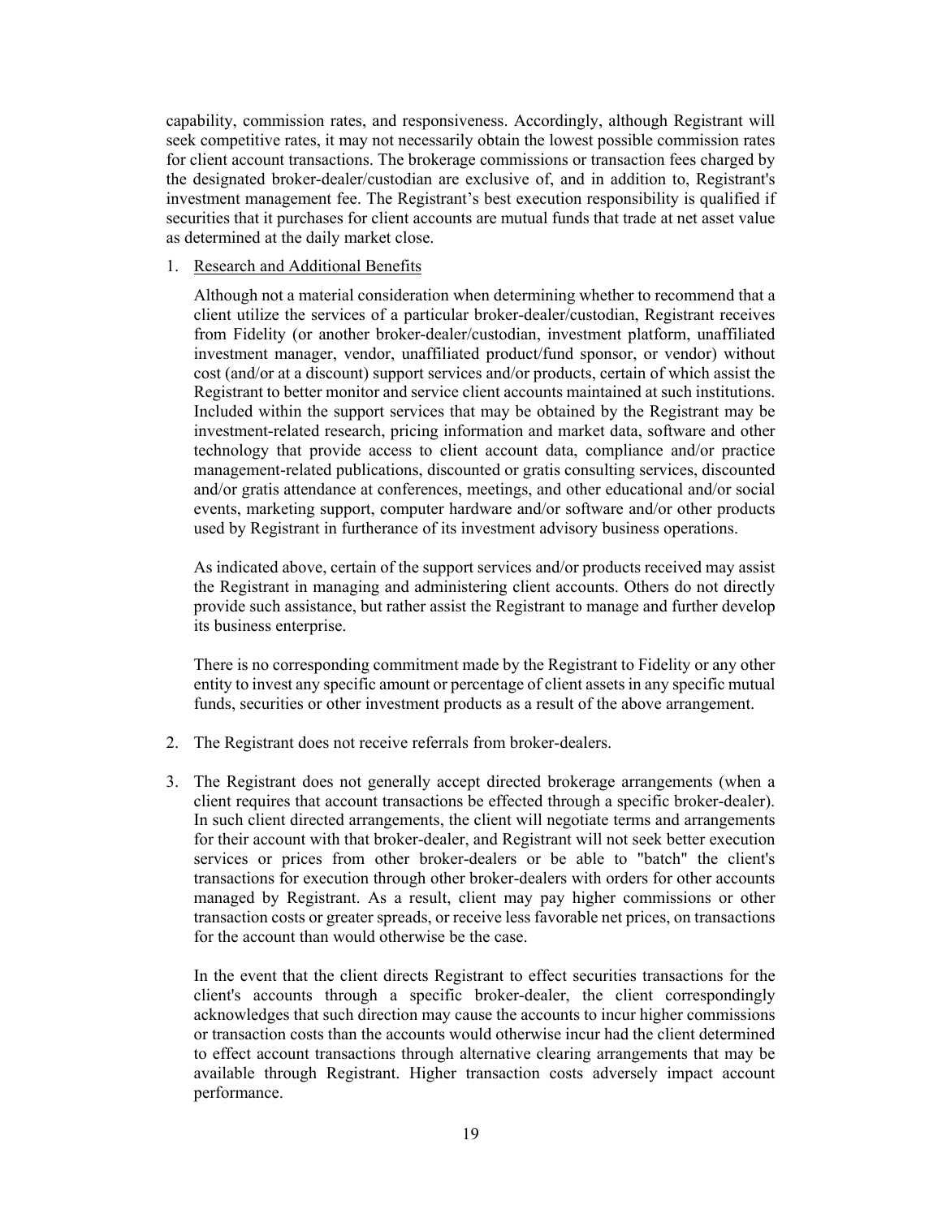capability, commission rates, and responsiveness. Accordingly, although Registrant will seek competitive rates, it may not necessarily obtain the lowest possible commission rates for client account transactions. The brokerage commissions or transaction fees charged by the designated broker-dealer/custodian are exclusive of, and in addition to, Registrant's investment management fee. The Registrant's best execution responsibility is qualified if securities that it purchases for client accounts are mutual funds that trade at net asset value as determined at the daily market close.

1. <u>Research and Additional Benefits</u>

   Although not a material consideration when determining whether to recommend that a client utilize the services of a particular broker-dealer/custodian, Registrant receives from Fidelity (or another broker-dealer/custodian, investment platform, unaffiliated investment manager, vendor, unaffiliated product/fund sponsor, or vendor) without cost (and/or at a discount) support services and/or products, certain of which assist the Registrant to better monitor and service client accounts maintained at such institutions. Included within the support services that may be obtained by the Registrant may be investment-related research, pricing information and market data, software and other technology that provide access to client account data, compliance and/or practice management-related publications, discounted or gratis consulting services, discounted and/or gratis attendance at conferences, meetings, and other educational and/or social events, marketing support, computer hardware and/or software and/or other products used by Registrant in furtherance of its investment advisory business operations.

   As indicated above, certain of the support services and/or products received may assist the Registrant in managing and administering client accounts. Others do not directly provide such assistance, but rather assist the Registrant to manage and further develop its business enterprise.

   There is no corresponding commitment made by the Registrant to Fidelity or any other entity to invest any specific amount or percentage of client assets in any specific mutual funds, securities or other investment products as a result of the above arrangement.

2. The Registrant does not receive referrals from broker-dealers.

3. The Registrant does not generally accept directed brokerage arrangements (when a client requires that account transactions be effected through a specific broker-dealer). In such client directed arrangements, the client will negotiate terms and arrangements for their account with that broker-dealer, and Registrant will not seek better execution services or prices from other broker-dealers or be able to "batch" the client's transactions for execution through other broker-dealers with orders for other accounts managed by Registrant. As a result, client may pay higher commissions or other transaction costs or greater spreads, or receive less favorable net prices, on transactions for the account than would otherwise be the case.

   In the event that the client directs Registrant to effect securities transactions for the client's accounts through a specific broker-dealer, the client correspondingly acknowledges that such direction may cause the accounts to incur higher commissions or transaction costs than the accounts would otherwise incur had the client determined to effect account transactions through alternative clearing arrangements that may be available through Registrant. Higher transaction costs adversely impact account performance.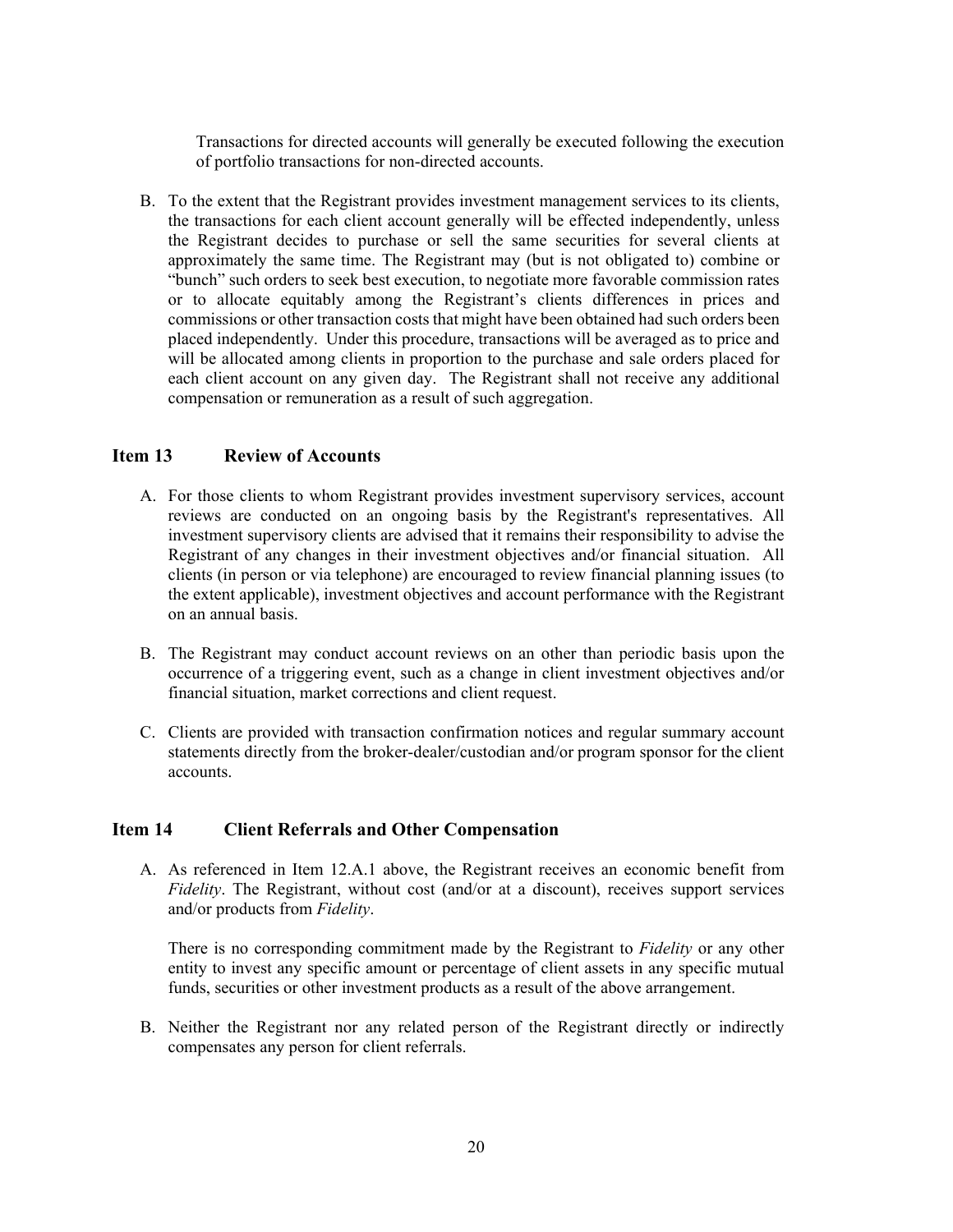Transactions for directed accounts will generally be executed following the execution of portfolio transactions for non-directed accounts.

B. To the extent that the Registrant provides investment management services to its clients, the transactions for each client account generally will be effected independently, unless the Registrant decides to purchase or sell the same securities for several clients at approximately the same time. The Registrant may (but is not obligated to) combine or "bunch" such orders to seek best execution, to negotiate more favorable commission rates or to allocate equitably among the Registrant's clients differences in prices and commissions or other transaction costs that might have been obtained had such orders been placed independently. Under this procedure, transactions will be averaged as to price and will be allocated among clients in proportion to the purchase and sale orders placed for each client account on any given day. The Registrant shall not receive any additional compensation or remuneration as a result of such aggregation.

## Item 13 Review of Accounts

A. For those clients to whom Registrant provides investment supervisory services, account reviews are conducted on an ongoing basis by the Registrant's representatives. All investment supervisory clients are advised that it remains their responsibility to advise the Registrant of any changes in their investment objectives and/or financial situation. All clients (in person or via telephone) are encouraged to review financial planning issues (to the extent applicable), investment objectives and account performance with the Registrant on an annual basis.

B. The Registrant may conduct account reviews on an other than periodic basis upon the occurrence of a triggering event, such as a change in client investment objectives and/or financial situation, market corrections and client request.

C. Clients are provided with transaction confirmation notices and regular summary account statements directly from the broker-dealer/custodian and/or program sponsor for the client accounts.

## Item 14 Client Referrals and Other Compensation

A. As referenced in Item 12.A.1 above, the Registrant receives an economic benefit from *Fidelity*. The Registrant, without cost (and/or at a discount), receives support services and/or products from *Fidelity*.

There is no corresponding commitment made by the Registrant to *Fidelity* or any other entity to invest any specific amount or percentage of client assets in any specific mutual funds, securities or other investment products as a result of the above arrangement.

B. Neither the Registrant nor any related person of the Registrant directly or indirectly compensates any person for client referrals.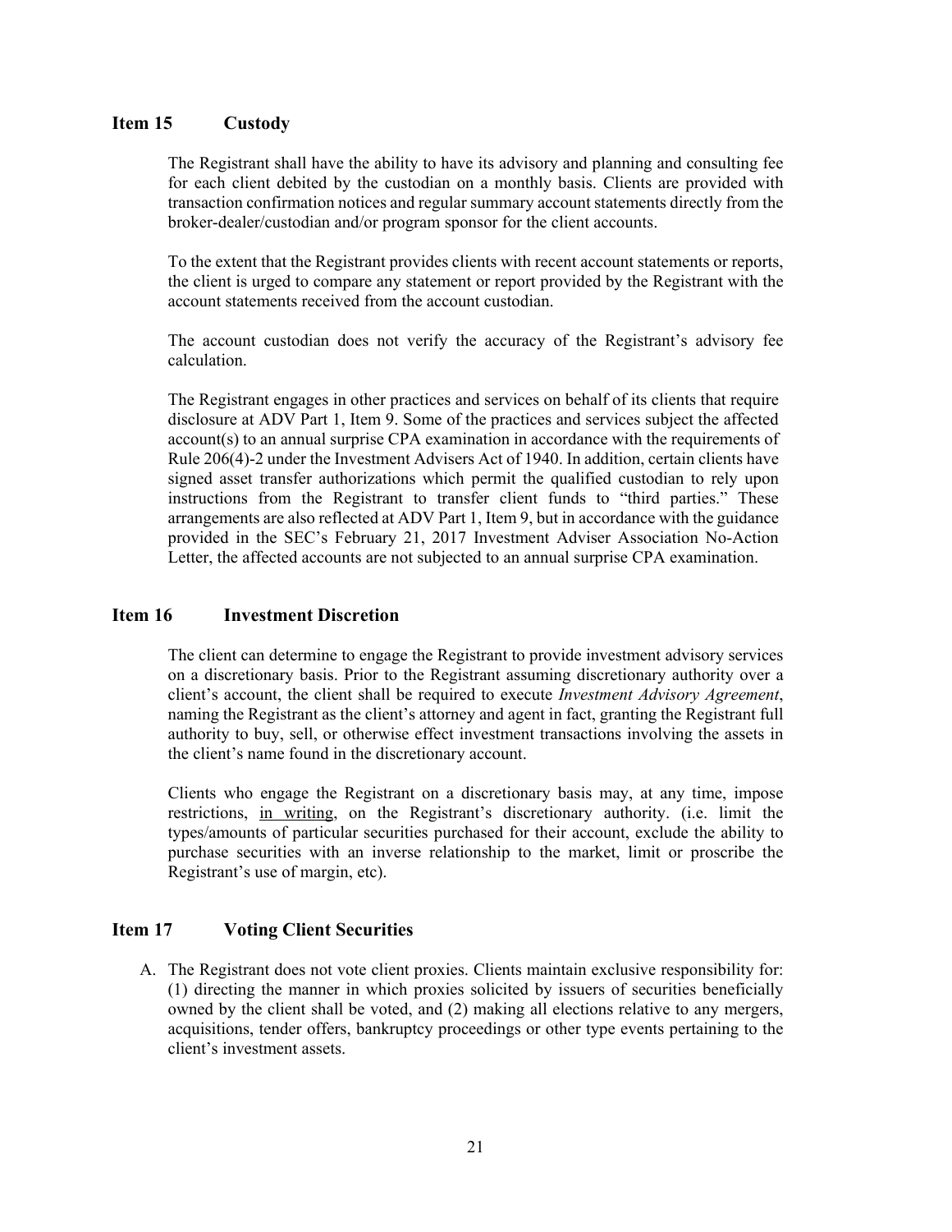## Item 15 Custody

The Registrant shall have the ability to have its advisory and planning and consulting fee for each client debited by the custodian on a monthly basis. Clients are provided with transaction confirmation notices and regular summary account statements directly from the broker-dealer/custodian and/or program sponsor for the client accounts.

To the extent that the Registrant provides clients with recent account statements or reports, the client is urged to compare any statement or report provided by the Registrant with the account statements received from the account custodian.

The account custodian does not verify the accuracy of the Registrant's advisory fee calculation.

The Registrant engages in other practices and services on behalf of its clients that require disclosure at ADV Part 1, Item 9. Some of the practices and services subject the affected account(s) to an annual surprise CPA examination in accordance with the requirements of Rule 206(4)-2 under the Investment Advisers Act of 1940. In addition, certain clients have signed asset transfer authorizations which permit the qualified custodian to rely upon instructions from the Registrant to transfer client funds to "third parties." These arrangements are also reflected at ADV Part 1, Item 9, but in accordance with the guidance provided in the SEC's February 21, 2017 Investment Adviser Association No-Action Letter, the affected accounts are not subjected to an annual surprise CPA examination.

## Item 16 Investment Discretion

The client can determine to engage the Registrant to provide investment advisory services on a discretionary basis. Prior to the Registrant assuming discretionary authority over a client's account, the client shall be required to execute *Investment Advisory Agreement*, naming the Registrant as the client's attorney and agent in fact, granting the Registrant full authority to buy, sell, or otherwise effect investment transactions involving the assets in the client's name found in the discretionary account.

Clients who engage the Registrant on a discretionary basis may, at any time, impose restrictions, <u>in writing</u>, on the Registrant's discretionary authority. (i.e. limit the types/amounts of particular securities purchased for their account, exclude the ability to purchase securities with an inverse relationship to the market, limit or proscribe the Registrant's use of margin, etc).

## Item 17 Voting Client Securities

A. The Registrant does not vote client proxies. Clients maintain exclusive responsibility for: (1) directing the manner in which proxies solicited by issuers of securities beneficially owned by the client shall be voted, and (2) making all elections relative to any mergers, acquisitions, tender offers, bankruptcy proceedings or other type events pertaining to the client's investment assets.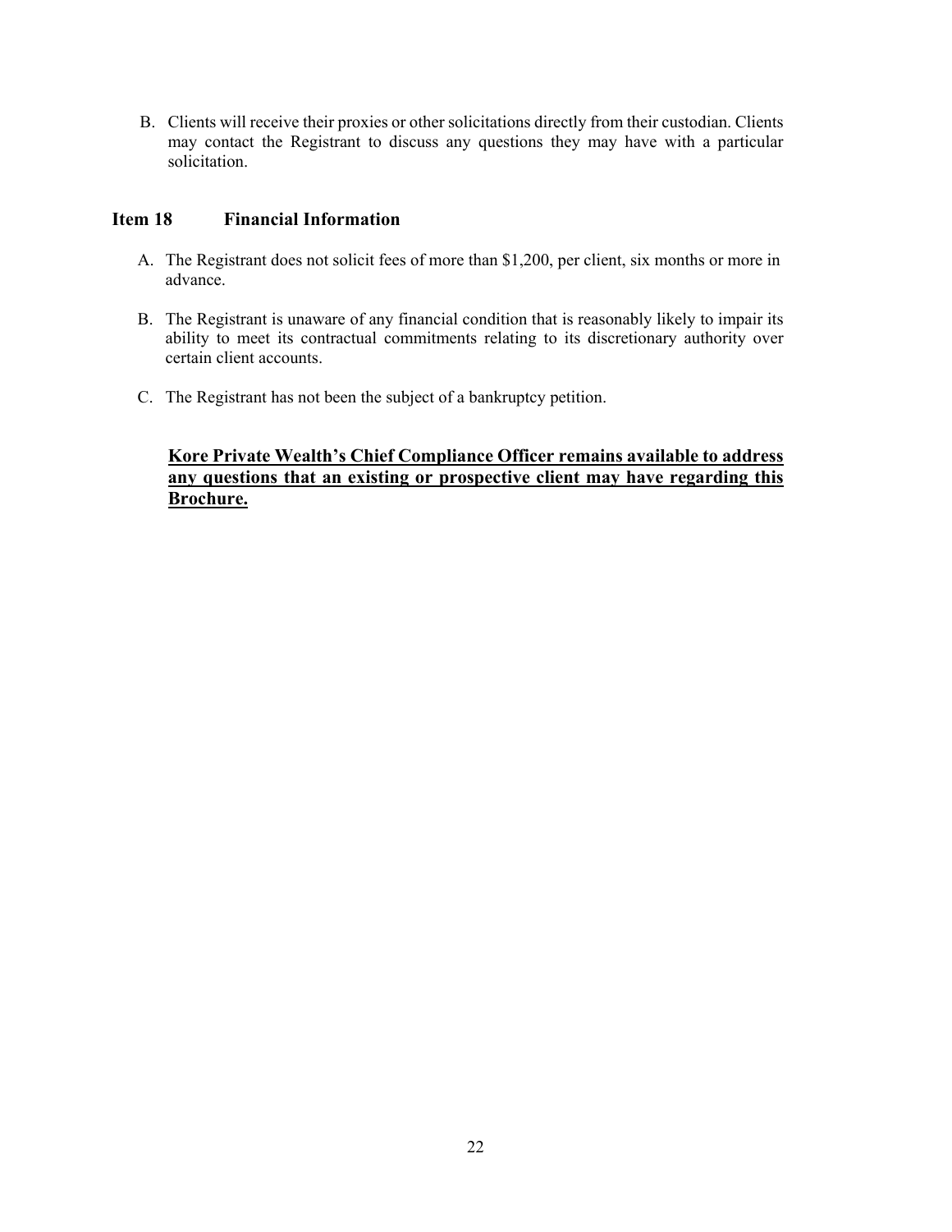B. Clients will receive their proxies or other solicitations directly from their custodian. Clients may contact the Registrant to discuss any questions they may have with a particular solicitation.

## Item 18 Financial Information

A. The Registrant does not solicit fees of more than $1,200, per client, six months or more in advance.

B. The Registrant is unaware of any financial condition that is reasonably likely to impair its ability to meet its contractual commitments relating to its discretionary authority over certain client accounts.

C. The Registrant has not been the subject of a bankruptcy petition.

**<u>Kore Private Wealth's Chief Compliance Officer remains available to address any questions that an existing or prospective client may have regarding this Brochure.</u>**